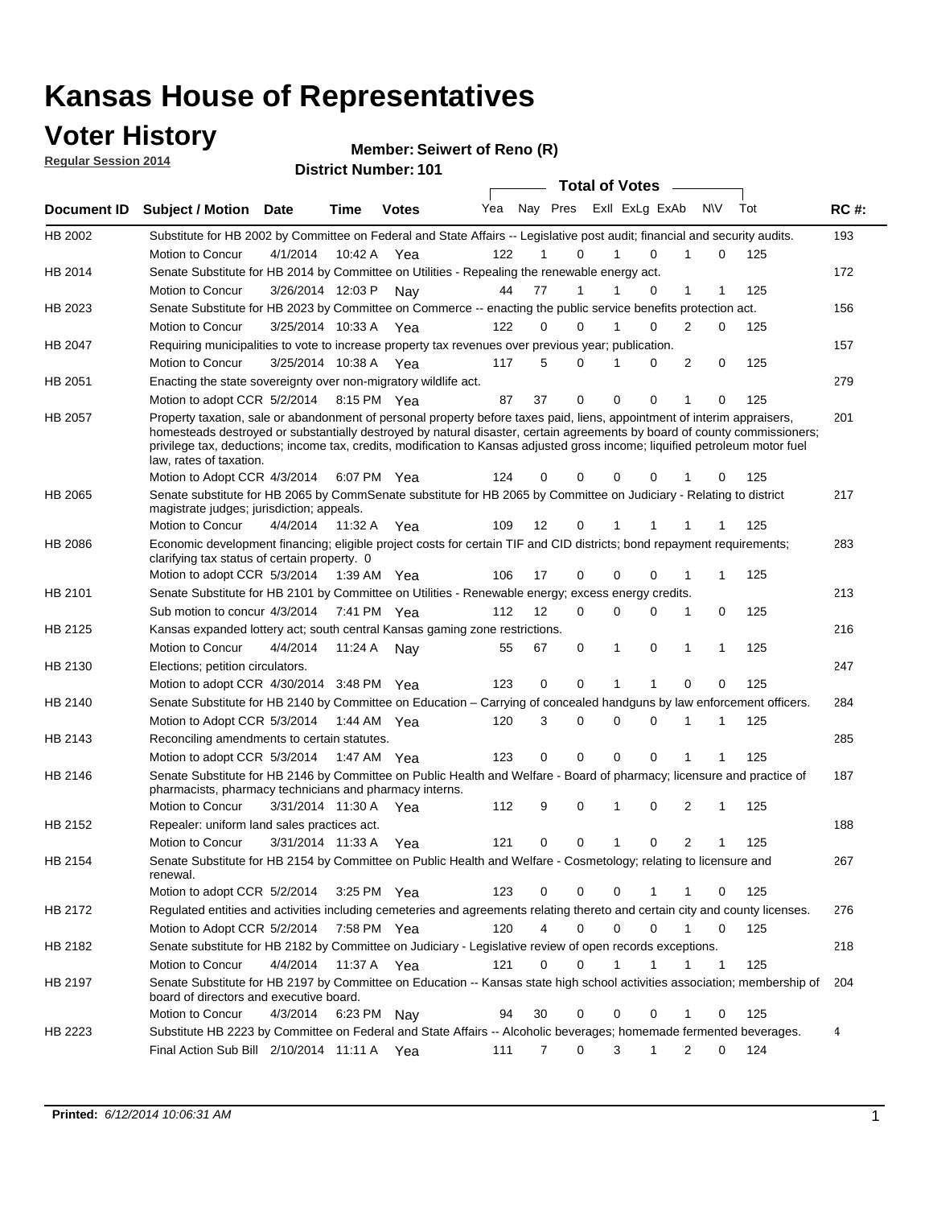# Kansas House of Representatives

## Voter History

**Regular Session 2014**

**Member: Seiwert of Reno (R)**

**District Number: 101**

| Document ID | Subject / Motion | Date | Time | Votes | Yea | Nay | Pres | ExII | ExLg | ExAb | N\V | Tot | RC #: |
|---|---|---|---|---|---|---|---|---|---|---|---|---|---|
| HB 2002 | Substitute for HB 2002 by Committee on Federal and State Affairs -- Legislative post audit; financial and security audits. | | | | | | | | | | | | 193 |
| | Motion to Concur | 4/1/2014 | 10:42 A | Yea | 122 | 1 | 0 | 1 | 0 | 1 | 0 | 125 | |
| HB 2014 | Senate Substitute for HB 2014 by Committee on Utilities - Repealing the renewable energy act. | | | | | | | | | | | | 172 |
| | Motion to Concur | 3/26/2014 | 12:03 P | Nay | 44 | 77 | 1 | 1 | 0 | 1 | 1 | 125 | |
| HB 2023 | Senate Substitute for HB 2023 by Committee on Commerce -- enacting the public service benefits protection act. | | | | | | | | | | | | 156 |
| | Motion to Concur | 3/25/2014 | 10:33 A | Yea | 122 | 0 | 0 | 1 | 0 | 2 | 0 | 125 | |
| HB 2047 | Requiring municipalities to vote to increase property tax revenues over previous year; publication. | | | | | | | | | | | | 157 |
| | Motion to Concur | 3/25/2014 | 10:38 A | Yea | 117 | 5 | 0 | 1 | 0 | 2 | 0 | 125 | |
| HB 2051 | Enacting the state sovereignty over non-migratory wildlife act. | | | | | | | | | | | | 279 |
| | Motion to adopt CCR | 5/2/2014 | 8:15 PM | Yea | 87 | 37 | 0 | 0 | 0 | 1 | 0 | 125 | |
| HB 2057 | Property taxation, sale or abandonment of personal property before taxes paid, liens, appointment of interim appraisers, homesteads destroyed or substantially destroyed by natural disaster, certain agreements by board of county commissioners; privilege tax, deductions; income tax, credits, modification to Kansas adjusted gross income; liquified petroleum motor fuel law, rates of taxation. | | | | | | | | | | | | 201 |
| | Motion to Adopt CCR | 4/3/2014 | 6:07 PM | Yea | 124 | 0 | 0 | 0 | 0 | 1 | 0 | 125 | |
| HB 2065 | Senate substitute for HB 2065 by CommSenate substitute for HB 2065 by Committee on Judiciary - Relating to district magistrate judges; jurisdiction; appeals. | | | | | | | | | | | | 217 |
| | Motion to Concur | 4/4/2014 | 11:32 A | Yea | 109 | 12 | 0 | 1 | 1 | 1 | 1 | 125 | |
| HB 2086 | Economic development financing; eligible project costs for certain TIF and CID districts; bond repayment requirements; clarifying tax status of certain property. 0 | | | | | | | | | | | | 283 |
| | Motion to adopt CCR | 5/3/2014 | 1:39 AM | Yea | 106 | 17 | 0 | 0 | 0 | 1 | 1 | 125 | |
| HB 2101 | Senate Substitute for HB 2101 by Committee on Utilities - Renewable energy; excess energy credits. | | | | | | | | | | | | 213 |
| | Sub motion to concur | 4/3/2014 | 7:41 PM | Yea | 112 | 12 | 0 | 0 | 0 | 1 | 0 | 125 | |
| HB 2125 | Kansas expanded lottery act; south central Kansas gaming zone restrictions. | | | | | | | | | | | | 216 |
| | Motion to Concur | 4/4/2014 | 11:24 A | Nay | 55 | 67 | 0 | 1 | 0 | 1 | 1 | 125 | |
| HB 2130 | Elections; petition circulators. | | | | | | | | | | | | 247 |
| | Motion to adopt CCR | 4/30/2014 | 3:48 PM | Yea | 123 | 0 | 0 | 1 | 1 | 0 | 0 | 125 | |
| HB 2140 | Senate Substitute for HB 2140 by Committee on Education – Carrying of concealed handguns by law enforcement officers. | | | | | | | | | | | | 284 |
| | Motion to Adopt CCR | 5/3/2014 | 1:44 AM | Yea | 120 | 3 | 0 | 0 | 0 | 1 | 1 | 125 | |
| HB 2143 | Reconciling amendments to certain statutes. | | | | | | | | | | | | 285 |
| | Motion to adopt CCR | 5/3/2014 | 1:47 AM | Yea | 123 | 0 | 0 | 0 | 0 | 1 | 1 | 125 | |
| HB 2146 | Senate Substitute for HB 2146 by Committee on Public Health and Welfare - Board of pharmacy; licensure and practice of pharmacists, pharmacy technicians and pharmacy interns. | | | | | | | | | | | | 187 |
| | Motion to Concur | 3/31/2014 | 11:30 A | Yea | 112 | 9 | 0 | 1 | 0 | 2 | 1 | 125 | |
| HB 2152 | Repealer: uniform land sales practices act. | | | | | | | | | | | | 188 |
| | Motion to Concur | 3/31/2014 | 11:33 A | Yea | 121 | 0 | 0 | 1 | 0 | 2 | 1 | 125 | |
| HB 2154 | Senate Substitute for HB 2154 by Committee on Public Health and Welfare - Cosmetology; relating to licensure and renewal. | | | | | | | | | | | | 267 |
| | Motion to adopt CCR | 5/2/2014 | 3:25 PM | Yea | 123 | 0 | 0 | 0 | 1 | 1 | 0 | 125 | |
| HB 2172 | Regulated entities and activities including cemeteries and agreements relating thereto and certain city and county licenses. | | | | | | | | | | | | 276 |
| | Motion to Adopt CCR | 5/2/2014 | 7:58 PM | Yea | 120 | 4 | 0 | 0 | 0 | 1 | 0 | 125 | |
| HB 2182 | Senate substitute for HB 2182 by Committee on Judiciary - Legislative review of open records exceptions. | | | | | | | | | | | | 218 |
| | Motion to Concur | 4/4/2014 | 11:37 A | Yea | 121 | 0 | 0 | 1 | 1 | 1 | 1 | 125 | |
| HB 2197 | Senate Substitute for HB 2197 by Committee on Education -- Kansas state high school activities association; membership of board of directors and executive board. | | | | | | | | | | | | 204 |
| | Motion to Concur | 4/3/2014 | 6:23 PM | Nay | 94 | 30 | 0 | 0 | 0 | 1 | 0 | 125 | |
| HB 2223 | Substitute HB 2223 by Committee on Federal and State Affairs -- Alcoholic beverages; homemade fermented beverages. | | | | | | | | | | | | 4 |
| | Final Action Sub Bill | 2/10/2014 | 11:11 A | Yea | 111 | 7 | 0 | 3 | 1 | 2 | 0 | 124 | |

**Printed:** *6/12/2014 10:06:31 AM*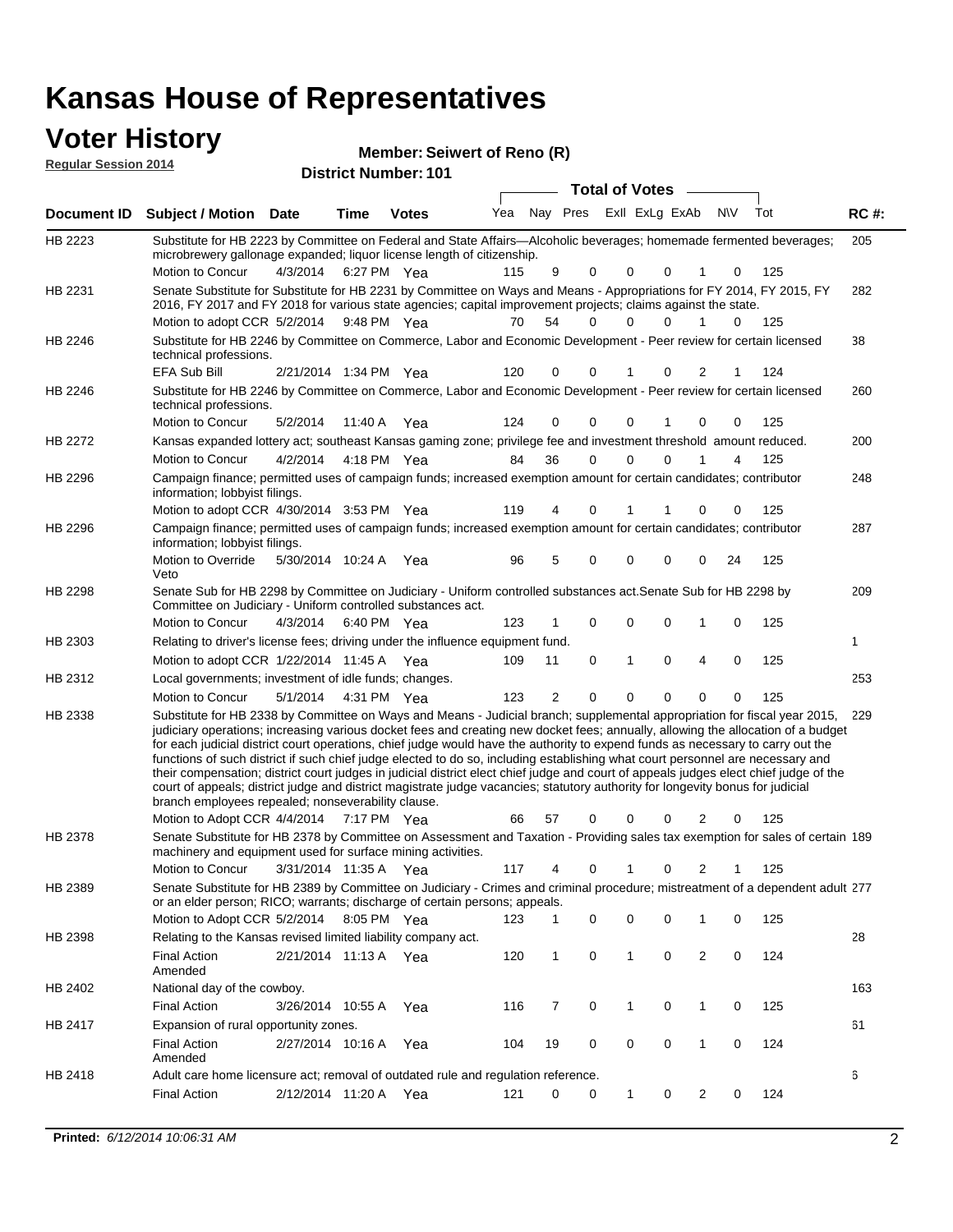# Kansas House of Representatives

## Voter History

**Regular Session 2014**

**Member: Seiwert of Reno (R)**

**District Number: 101**

| Document ID | Subject / Motion | Date | Time | Votes | Yea | Nay | Pres | ExlI | ExLg | ExAb | N\V | Tot | RC #: |
|---|---|---|---|---|---|---|---|---|---|---|---|---|---|
| HB 2223 | Substitute for HB 2223 by Committee on Federal and State Affairs—Alcoholic beverages; homemade fermented beverages; microbrewery gallonage expanded; liquor license length of citizenship. | | | | | | | | | | | | 205 |
| | Motion to Concur | 4/3/2014 | 6:27 PM | Yea | 115 | 9 | 0 | 0 | 0 | 1 | 0 | 125 | |
| HB 2231 | Senate Substitute for Substitute for HB 2231 by Committee on Ways and Means - Appropriations for FY 2014, FY 2015, FY 2016, FY 2017 and FY 2018 for various state agencies; capital improvement projects; claims against the state. | | | | | | | | | | | | 282 |
| | Motion to adopt CCR | 5/2/2014 | 9:48 PM | Yea | 70 | 54 | 0 | 0 | 0 | 1 | 0 | 125 | |
| HB 2246 | Substitute for HB 2246 by Committee on Commerce, Labor and Economic Development - Peer review for certain licensed technical professions. | | | | | | | | | | | | 38 |
| | EFA Sub Bill | 2/21/2014 | 1:34 PM | Yea | 120 | 0 | 0 | 1 | 0 | 2 | 1 | 124 | |
| HB 2246 | Substitute for HB 2246 by Committee on Commerce, Labor and Economic Development - Peer review for certain licensed technical professions. | | | | | | | | | | | | 260 |
| | Motion to Concur | 5/2/2014 | 11:40 A | Yea | 124 | 0 | 0 | 0 | 1 | 0 | 0 | 125 | |
| HB 2272 | Kansas expanded lottery act; southeast Kansas gaming zone; privilege fee and investment threshold amount reduced. | | | | | | | | | | | | 200 |
| | Motion to Concur | 4/2/2014 | 4:18 PM | Yea | 84 | 36 | 0 | 0 | 0 | 1 | 4 | 125 | |
| HB 2296 | Campaign finance; permitted uses of campaign funds; increased exemption amount for certain candidates; contributor information; lobbyist filings. | | | | | | | | | | | | 248 |
| | Motion to adopt CCR | 4/30/2014 | 3:53 PM | Yea | 119 | 4 | 0 | 1 | 1 | 0 | 0 | 125 | |
| HB 2296 | Campaign finance; permitted uses of campaign funds; increased exemption amount for certain candidates; contributor information; lobbyist filings. | | | | | | | | | | | | 287 |
| | Motion to Override Veto | 5/30/2014 | 10:24 A | Yea | 96 | 5 | 0 | 0 | 0 | 0 | 24 | 125 | |
| HB 2298 | Senate Sub for HB 2298 by Committee on Judiciary - Uniform controlled substances act.Senate Sub for HB 2298 by Committee on Judiciary - Uniform controlled substances act. | | | | | | | | | | | | 209 |
| | Motion to Concur | 4/3/2014 | 6:40 PM | Yea | 123 | 1 | 0 | 0 | 0 | 1 | 0 | 125 | |
| HB 2303 | Relating to driver's license fees; driving under the influence equipment fund. | | | | | | | | | | | | 1 |
| | Motion to adopt CCR | 1/22/2014 | 11:45 A | Yea | 109 | 11 | 0 | 1 | 0 | 4 | 0 | 125 | |
| HB 2312 | Local governments; investment of idle funds; changes. | | | | | | | | | | | | 253 |
| | Motion to Concur | 5/1/2014 | 4:31 PM | Yea | 123 | 2 | 0 | 0 | 0 | 0 | 0 | 125 | |
| HB 2338 | Substitute for HB 2338 by Committee on Ways and Means - Judicial branch; supplemental appropriation for fiscal year 2015, judiciary operations; increasing various docket fees and creating new docket fees; annually, allowing the allocation of a budget for each judicial district court operations, chief judge would have the authority to expend funds as necessary to carry out the functions of such district if such chief judge elected to do so, including establishing what court personnel are necessary and their compensation; district court judges in judicial district elect chief judge and court of appeals judges elect chief judge of the court of appeals; district judge and district magistrate judge vacancies; statutory authority for longevity bonus for judicial branch employees repealed; nonseverability clause. | | | | | | | | | | | | 229 |
| | Motion to Adopt CCR | 4/4/2014 | 7:17 PM | Yea | 66 | 57 | 0 | 0 | 0 | 2 | 0 | 125 | |
| HB 2378 | Senate Substitute for HB 2378 by Committee on Assessment and Taxation - Providing sales tax exemption for sales of certain machinery and equipment used for surface mining activities. | | | | | | | | | | | | 189 |
| | Motion to Concur | 3/31/2014 | 11:35 A | Yea | 117 | 4 | 0 | 1 | 0 | 2 | 1 | 125 | |
| HB 2389 | Senate Substitute for HB 2389 by Committee on Judiciary - Crimes and criminal procedure; mistreatment of a dependent adult or an elder person; RICO; warrants; discharge of certain persons; appeals. | | | | | | | | | | | | 277 |
| | Motion to Adopt CCR | 5/2/2014 | 8:05 PM | Yea | 123 | 1 | 0 | 0 | 0 | 1 | 0 | 125 | |
| HB 2398 | Relating to the Kansas revised limited liability company act. | | | | | | | | | | | | 28 |
| | Final Action Amended | 2/21/2014 | 11:13 A | Yea | 120 | 1 | 0 | 1 | 0 | 2 | 0 | 124 | |
| HB 2402 | National day of the cowboy. | | | | | | | | | | | | 163 |
| | Final Action | 3/26/2014 | 10:55 A | Yea | 116 | 7 | 0 | 1 | 0 | 1 | 0 | 125 | |
| HB 2417 | Expansion of rural opportunity zones. | | | | | | | | | | | | 61 |
| | Final Action Amended | 2/27/2014 | 10:16 A | Yea | 104 | 19 | 0 | 0 | 0 | 1 | 0 | 124 | |
| HB 2418 | Adult care home licensure act; removal of outdated rule and regulation reference. | | | | | | | | | | | | 6 |
| | Final Action | 2/12/2014 | 11:20 A | Yea | 121 | 0 | 0 | 1 | 0 | 2 | 0 | 124 | |

**Printed:** *6/12/2014 10:06:31 AM*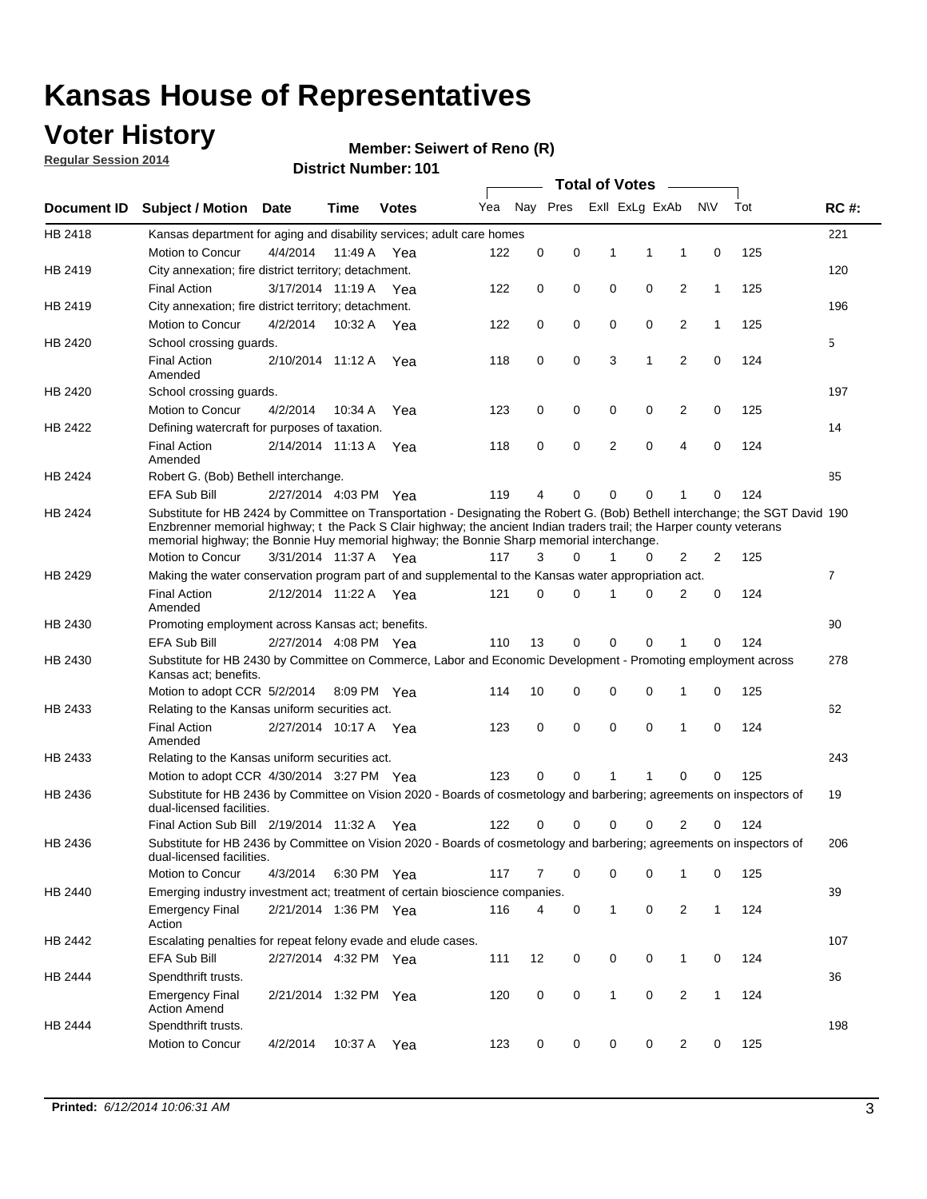# Kansas House of Representatives

## Voter History

**Regular Session 2014**

**Member: Seiwert of Reno (R)**

**District Number: 101**

| Document ID | Subject / Motion | Date | Time | Votes | Yea | Nay | Pres | ExII | ExLg | ExAb | N\V | Tot | RC #: |
|---|---|---|---|---|---|---|---|---|---|---|---|---|---|
| HB 2418 | Kansas department for aging and disability services; adult care homes | | | | | | | | | | | | 221 |
| | Motion to Concur | 4/4/2014 | 11:49 A | Yea | 122 | 0 | 0 | 1 | 1 | 1 | 0 | 125 | |
| HB 2419 | City annexation; fire district territory; detachment. | | | | | | | | | | | | 120 |
| | Final Action | 3/17/2014 | 11:19 A | Yea | 122 | 0 | 0 | 0 | 0 | 2 | 1 | 125 | |
| HB 2419 | City annexation; fire district territory; detachment. | | | | | | | | | | | | 196 |
| | Motion to Concur | 4/2/2014 | 10:32 A | Yea | 122 | 0 | 0 | 0 | 0 | 2 | 1 | 125 | |
| HB 2420 | School crossing guards. | | | | | | | | | | | | 5 |
| | Final Action Amended | 2/10/2014 | 11:12 A | Yea | 118 | 0 | 0 | 3 | 1 | 2 | 0 | 124 | |
| HB 2420 | School crossing guards. | | | | | | | | | | | | 197 |
| | Motion to Concur | 4/2/2014 | 10:34 A | Yea | 123 | 0 | 0 | 0 | 0 | 2 | 0 | 125 | |
| HB 2422 | Defining watercraft for purposes of taxation. | | | | | | | | | | | | 14 |
| | Final Action Amended | 2/14/2014 | 11:13 A | Yea | 118 | 0 | 0 | 2 | 0 | 4 | 0 | 124 | |
| HB 2424 | Robert G. (Bob) Bethell interchange. | | | | | | | | | | | | 85 |
| | EFA Sub Bill | 2/27/2014 | 4:03 PM | Yea | 119 | 4 | 0 | 0 | 0 | 1 | 0 | 124 | |
| HB 2424 | Substitute for HB 2424 by Committee on Transportation - Designating the Robert G. (Bob) Bethell interchange; the SGT David Enzbrenner memorial highway; t the Pack S Clair highway; the ancient Indian traders trail; the Harper county veterans memorial highway; the Bonnie Huy memorial highway; the Bonnie Sharp memorial interchange. | | | | | | | | | | | | 190 |
| | Motion to Concur | 3/31/2014 | 11:37 A | Yea | 117 | 3 | 0 | 1 | 0 | 2 | 2 | 125 | |
| HB 2429 | Making the water conservation program part of and supplemental to the Kansas water appropriation act. | | | | | | | | | | | | 7 |
| | Final Action Amended | 2/12/2014 | 11:22 A | Yea | 121 | 0 | 0 | 1 | 0 | 2 | 0 | 124 | |
| HB 2430 | Promoting employment across Kansas act; benefits. | | | | | | | | | | | | 90 |
| | EFA Sub Bill | 2/27/2014 | 4:08 PM | Yea | 110 | 13 | 0 | 0 | 0 | 1 | 0 | 124 | |
| HB 2430 | Substitute for HB 2430 by Committee on Commerce, Labor and Economic Development - Promoting employment across Kansas act; benefits. | | | | | | | | | | | | 278 |
| | Motion to adopt CCR | 5/2/2014 | 8:09 PM | Yea | 114 | 10 | 0 | 0 | 0 | 1 | 0 | 125 | |
| HB 2433 | Relating to the Kansas uniform securities act. | | | | | | | | | | | | 62 |
| | Final Action Amended | 2/27/2014 | 10:17 A | Yea | 123 | 0 | 0 | 0 | 0 | 1 | 0 | 124 | |
| HB 2433 | Relating to the Kansas uniform securities act. | | | | | | | | | | | | 243 |
| | Motion to adopt CCR | 4/30/2014 | 3:27 PM | Yea | 123 | 0 | 0 | 1 | 1 | 0 | 0 | 125 | |
| HB 2436 | Substitute for HB 2436 by Committee on Vision 2020 - Boards of cosmetology and barbering; agreements on inspectors of dual-licensed facilities. | | | | | | | | | | | | 19 |
| | Final Action Sub Bill | 2/19/2014 | 11:32 A | Yea | 122 | 0 | 0 | 0 | 0 | 2 | 0 | 124 | |
| HB 2436 | Substitute for HB 2436 by Committee on Vision 2020 - Boards of cosmetology and barbering; agreements on inspectors of dual-licensed facilities. | | | | | | | | | | | | 206 |
| | Motion to Concur | 4/3/2014 | 6:30 PM | Yea | 117 | 7 | 0 | 0 | 0 | 1 | 0 | 125 | |
| HB 2440 | Emerging industry investment act; treatment of certain bioscience companies. | | | | | | | | | | | | 39 |
| | Emergency Final Action | 2/21/2014 | 1:36 PM | Yea | 116 | 4 | 0 | 1 | 0 | 2 | 1 | 124 | |
| HB 2442 | Escalating penalties for repeat felony evade and elude cases. | | | | | | | | | | | | 107 |
| | EFA Sub Bill | 2/27/2014 | 4:32 PM | Yea | 111 | 12 | 0 | 0 | 0 | 1 | 0 | 124 | |
| HB 2444 | Spendthrift trusts. | | | | | | | | | | | | 36 |
| | Emergency Final Action Amend | 2/21/2014 | 1:32 PM | Yea | 120 | 0 | 0 | 1 | 0 | 2 | 1 | 124 | |
| HB 2444 | Spendthrift trusts. | | | | | | | | | | | | 198 |
| | Motion to Concur | 4/2/2014 | 10:37 A | Yea | 123 | 0 | 0 | 0 | 0 | 2 | 0 | 125 | |

**Printed:** *6/12/2014 10:06:31 AM*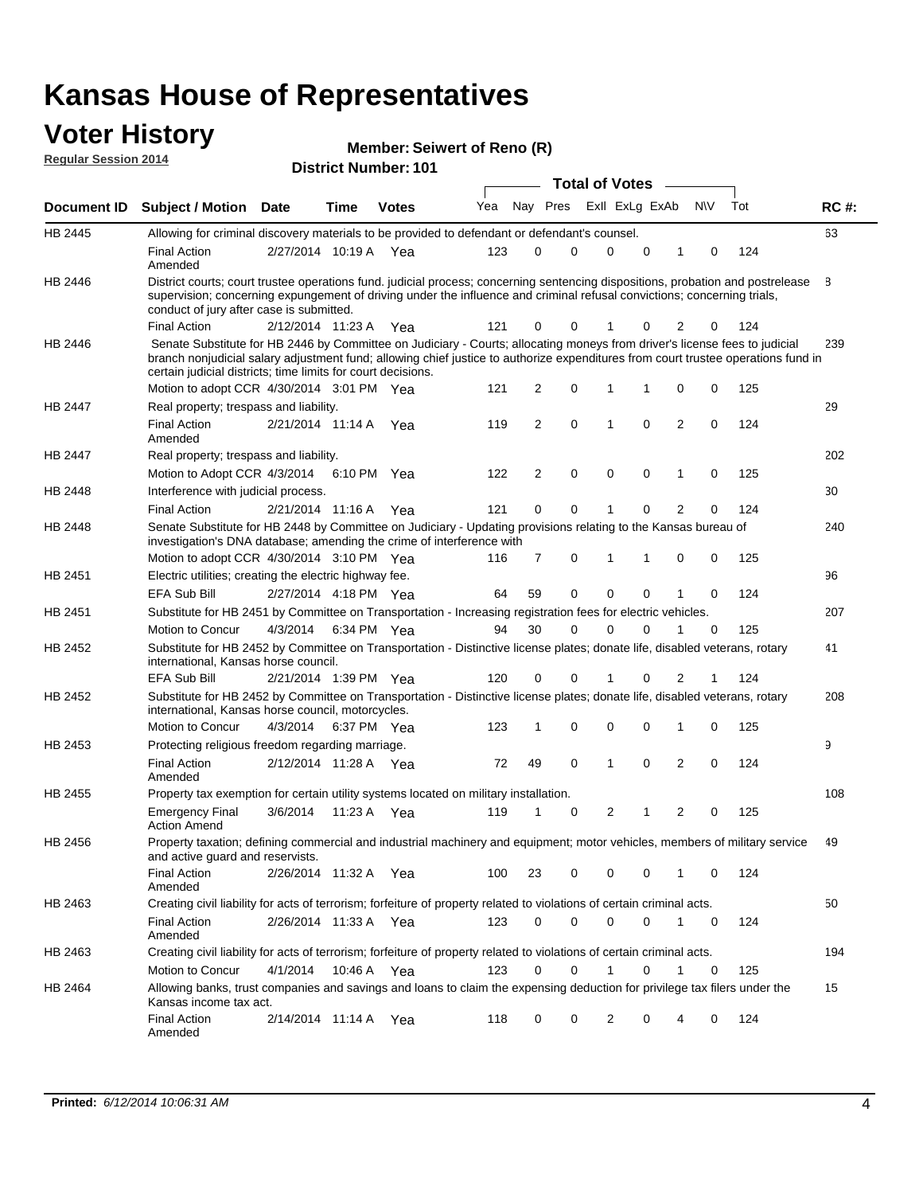# Kansas House of Representatives

## Voter History

**Regular Session 2014**

**Member: Seiwert of Reno (R)**

**District Number: 101**

| Document ID | Subject / Motion | Date | Time | Votes | Yea | Nay | Pres | ExII | ExLg | ExAb | N\V | Tot | RC #: |
|---|---|---|---|---|---|---|---|---|---|---|---|---|---|
| HB 2445 | Allowing for criminal discovery materials to be provided to defendant or defendant's counsel. | | | | | | | | | | | | 63 |
| | Final Action Amended | 2/27/2014 | 10:19 A | Yea | 123 | 0 | 0 | 0 | 0 | 1 | 0 | 124 | |
| HB 2446 | District courts; court trustee operations fund. judicial process; concerning sentencing dispositions, probation and postrelease supervision; concerning expungement of driving under the influence and criminal refusal convictions; concerning trials, conduct of jury after case is submitted. | | | | | | | | | | | | 8 |
| | Final Action | 2/12/2014 | 11:23 A | Yea | 121 | 0 | 0 | 1 | 0 | 2 | 0 | 124 | |
| HB 2446 | Senate Substitute for HB 2446 by Committee on Judiciary - Courts; allocating moneys from driver's license fees to judicial branch nonjudicial salary adjustment fund; allowing chief justice to authorize expenditures from court trustee operations fund in certain judicial districts; time limits for court decisions. | | | | | | | | | | | | 239 |
| | Motion to adopt CCR | 4/30/2014 | 3:01 PM | Yea | 121 | 2 | 0 | 1 | 1 | 0 | 0 | 125 | |
| HB 2447 | Real property; trespass and liability. | | | | | | | | | | | | 29 |
| | Final Action Amended | 2/21/2014 | 11:14 A | Yea | 119 | 2 | 0 | 1 | 0 | 2 | 0 | 124 | |
| HB 2447 | Real property; trespass and liability. | | | | | | | | | | | | 202 |
| | Motion to Adopt CCR | 4/3/2014 | 6:10 PM | Yea | 122 | 2 | 0 | 0 | 0 | 1 | 0 | 125 | |
| HB 2448 | Interference with judicial process. | | | | | | | | | | | | 30 |
| | Final Action | 2/21/2014 | 11:16 A | Yea | 121 | 0 | 0 | 1 | 0 | 2 | 0 | 124 | |
| HB 2448 | Senate Substitute for HB 2448 by Committee on Judiciary - Updating provisions relating to the Kansas bureau of investigation's DNA database; amending the crime of interference with | | | | | | | | | | | | 240 |
| | Motion to adopt CCR | 4/30/2014 | 3:10 PM | Yea | 116 | 7 | 0 | 1 | 1 | 0 | 0 | 125 | |
| HB 2451 | Electric utilities; creating the electric highway fee. | | | | | | | | | | | | 96 |
| | EFA Sub Bill | 2/27/2014 | 4:18 PM | Yea | 64 | 59 | 0 | 0 | 0 | 1 | 0 | 124 | |
| HB 2451 | Substitute for HB 2451 by Committee on Transportation - Increasing registration fees for electric vehicles. | | | | | | | | | | | | 207 |
| | Motion to Concur | 4/3/2014 | 6:34 PM | Yea | 94 | 30 | 0 | 0 | 0 | 1 | 0 | 125 | |
| HB 2452 | Substitute for HB 2452 by Committee on Transportation - Distinctive license plates; donate life, disabled veterans, rotary international, Kansas horse council. | | | | | | | | | | | | 41 |
| | EFA Sub Bill | 2/21/2014 | 1:39 PM | Yea | 120 | 0 | 0 | 1 | 0 | 2 | 1 | 124 | |
| HB 2452 | Substitute for HB 2452 by Committee on Transportation - Distinctive license plates; donate life, disabled veterans, rotary international, Kansas horse council, motorcycles. | | | | | | | | | | | | 208 |
| | Motion to Concur | 4/3/2014 | 6:37 PM | Yea | 123 | 1 | 0 | 0 | 0 | 1 | 0 | 125 | |
| HB 2453 | Protecting religious freedom regarding marriage. | | | | | | | | | | | | 9 |
| | Final Action Amended | 2/12/2014 | 11:28 A | Yea | 72 | 49 | 0 | 1 | 0 | 2 | 0 | 124 | |
| HB 2455 | Property tax exemption for certain utility systems located on military installation. | | | | | | | | | | | | 108 |
| | Emergency Final Action Amend | 3/6/2014 | 11:23 A | Yea | 119 | 1 | 0 | 2 | 1 | 2 | 0 | 125 | |
| HB 2456 | Property taxation; defining commercial and industrial machinery and equipment; motor vehicles, members of military service and active guard and reservists. | | | | | | | | | | | | 49 |
| | Final Action Amended | 2/26/2014 | 11:32 A | Yea | 100 | 23 | 0 | 0 | 0 | 1 | 0 | 124 | |
| HB 2463 | Creating civil liability for acts of terrorism; forfeiture of property related to violations of certain criminal acts. | | | | | | | | | | | | 50 |
| | Final Action Amended | 2/26/2014 | 11:33 A | Yea | 123 | 0 | 0 | 0 | 0 | 1 | 0 | 124 | |
| HB 2463 | Creating civil liability for acts of terrorism; forfeiture of property related to violations of certain criminal acts. | | | | | | | | | | | | 194 |
| | Motion to Concur | 4/1/2014 | 10:46 A | Yea | 123 | 0 | 0 | 1 | 0 | 1 | 0 | 125 | |
| HB 2464 | Allowing banks, trust companies and savings and loans to claim the expensing deduction for privilege tax filers under the Kansas income tax act. | | | | | | | | | | | | 15 |
| | Final Action Amended | 2/14/2014 | 11:14 A | Yea | 118 | 0 | 0 | 2 | 0 | 4 | 0 | 124 | |

**Printed:** *6/12/2014 10:06:31 AM*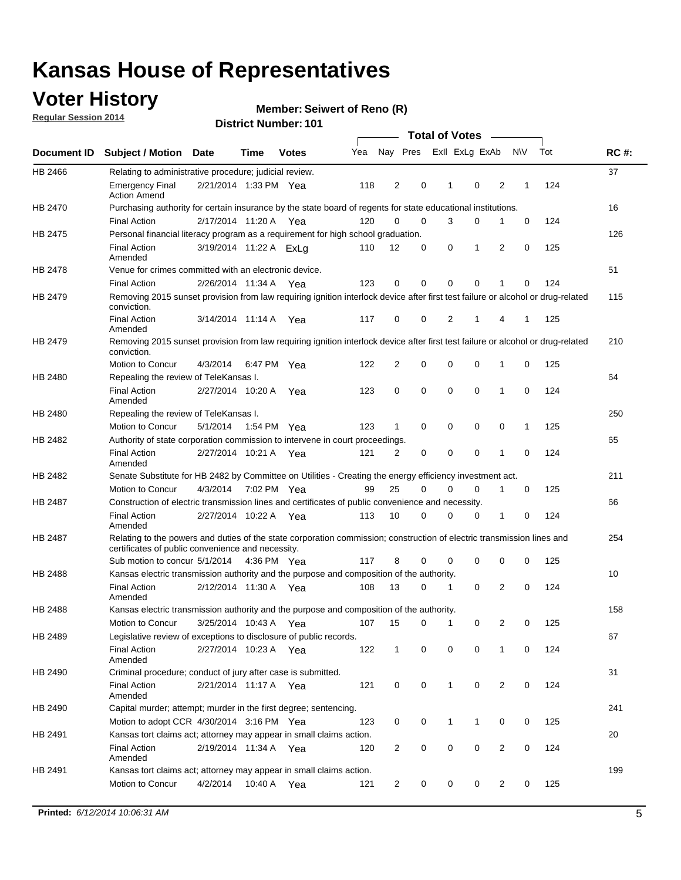# Kansas House of Representatives

## Voter History

**Regular Session 2014**

**Member: Seiwert of Reno (R)**

**District Number: 101**

| Document ID | Subject / Motion | Date | Time | Votes | Yea | Nay | Pres | ExII | ExLg | ExAb | N\V | Tot | RC #: |
|---|---|---|---|---|---|---|---|---|---|---|---|---|---|
| HB 2466 | Relating to administrative procedure; judicial review. | | | | | | | | | | | | 37 |
| | Emergency Final Action Amend | 2/21/2014 | 1:33 PM | Yea | 118 | 2 | 0 | 1 | 0 | 2 | 1 | 124 | |
| HB 2470 | Purchasing authority for certain insurance by the state board of regents for state educational institutions. | | | | | | | | | | | | 16 |
| | Final Action | 2/17/2014 | 11:20 A | Yea | 120 | 0 | 0 | 3 | 0 | 1 | 0 | 124 | |
| HB 2475 | Personal financial literacy program as a requirement for high school graduation. | | | | | | | | | | | | 126 |
| | Final Action Amended | 3/19/2014 | 11:22 A | ExLg | 110 | 12 | 0 | 0 | 1 | 2 | 0 | 125 | |
| HB 2478 | Venue for crimes committed with an electronic device. | | | | | | | | | | | | 51 |
| | Final Action | 2/26/2014 | 11:34 A | Yea | 123 | 0 | 0 | 0 | 0 | 1 | 0 | 124 | |
| HB 2479 | Removing 2015 sunset provision from law requiring ignition interlock device after first test failure or alcohol or drug-related conviction. | | | | | | | | | | | | 115 |
| | Final Action Amended | 3/14/2014 | 11:14 A | Yea | 117 | 0 | 0 | 2 | 1 | 4 | 1 | 125 | |
| HB 2479 | Removing 2015 sunset provision from law requiring ignition interlock device after first test failure or alcohol or drug-related conviction. | | | | | | | | | | | | 210 |
| | Motion to Concur | 4/3/2014 | 6:47 PM | Yea | 122 | 2 | 0 | 0 | 0 | 1 | 0 | 125 | |
| HB 2480 | Repealing the review of TeleKansas I. | | | | | | | | | | | | 64 |
| | Final Action Amended | 2/27/2014 | 10:20 A | Yea | 123 | 0 | 0 | 0 | 0 | 1 | 0 | 124 | |
| HB 2480 | Repealing the review of TeleKansas I. | | | | | | | | | | | | 250 |
| | Motion to Concur | 5/1/2014 | 1:54 PM | Yea | 123 | 1 | 0 | 0 | 0 | 0 | 1 | 125 | |
| HB 2482 | Authority of state corporation commission to intervene in court proceedings. | | | | | | | | | | | | 65 |
| | Final Action Amended | 2/27/2014 | 10:21 A | Yea | 121 | 2 | 0 | 0 | 0 | 1 | 0 | 124 | |
| HB 2482 | Senate Substitute for HB 2482 by Committee on Utilities - Creating the energy efficiency investment act. | | | | | | | | | | | | 211 |
| | Motion to Concur | 4/3/2014 | 7:02 PM | Yea | 99 | 25 | 0 | 0 | 0 | 1 | 0 | 125 | |
| HB 2487 | Construction of electric transmission lines and certificates of public convenience and necessity. | | | | | | | | | | | | 66 |
| | Final Action Amended | 2/27/2014 | 10:22 A | Yea | 113 | 10 | 0 | 0 | 0 | 1 | 0 | 124 | |
| HB 2487 | Relating to the powers and duties of the state corporation commission; construction of electric transmission lines and certificates of public convenience and necessity. | | | | | | | | | | | | 254 |
| | Sub motion to concur | 5/1/2014 | 4:36 PM | Yea | 117 | 8 | 0 | 0 | 0 | 0 | 0 | 125 | |
| HB 2488 | Kansas electric transmission authority and the purpose and composition of the authority. | | | | | | | | | | | | 10 |
| | Final Action Amended | 2/12/2014 | 11:30 A | Yea | 108 | 13 | 0 | 1 | 0 | 2 | 0 | 124 | |
| HB 2488 | Kansas electric transmission authority and the purpose and composition of the authority. | | | | | | | | | | | | 158 |
| | Motion to Concur | 3/25/2014 | 10:43 A | Yea | 107 | 15 | 0 | 1 | 0 | 2 | 0 | 125 | |
| HB 2489 | Legislative review of exceptions to disclosure of public records. | | | | | | | | | | | | 67 |
| | Final Action Amended | 2/27/2014 | 10:23 A | Yea | 122 | 1 | 0 | 0 | 0 | 1 | 0 | 124 | |
| HB 2490 | Criminal procedure; conduct of jury after case is submitted. | | | | | | | | | | | | 31 |
| | Final Action Amended | 2/21/2014 | 11:17 A | Yea | 121 | 0 | 0 | 1 | 0 | 2 | 0 | 124 | |
| HB 2490 | Capital murder; attempt; murder in the first degree; sentencing. | | | | | | | | | | | | 241 |
| | Motion to adopt CCR | 4/30/2014 | 3:16 PM | Yea | 123 | 0 | 0 | 1 | 1 | 0 | 0 | 125 | |
| HB 2491 | Kansas tort claims act; attorney may appear in small claims action. | | | | | | | | | | | | 20 |
| | Final Action Amended | 2/19/2014 | 11:34 A | Yea | 120 | 2 | 0 | 0 | 0 | 2 | 0 | 124 | |
| HB 2491 | Kansas tort claims act; attorney may appear in small claims action. | | | | | | | | | | | | 199 |
| | Motion to Concur | 4/2/2014 | 10:40 A | Yea | 121 | 2 | 0 | 0 | 0 | 2 | 0 | 125 | |

**Printed:** *6/12/2014 10:06:31 AM*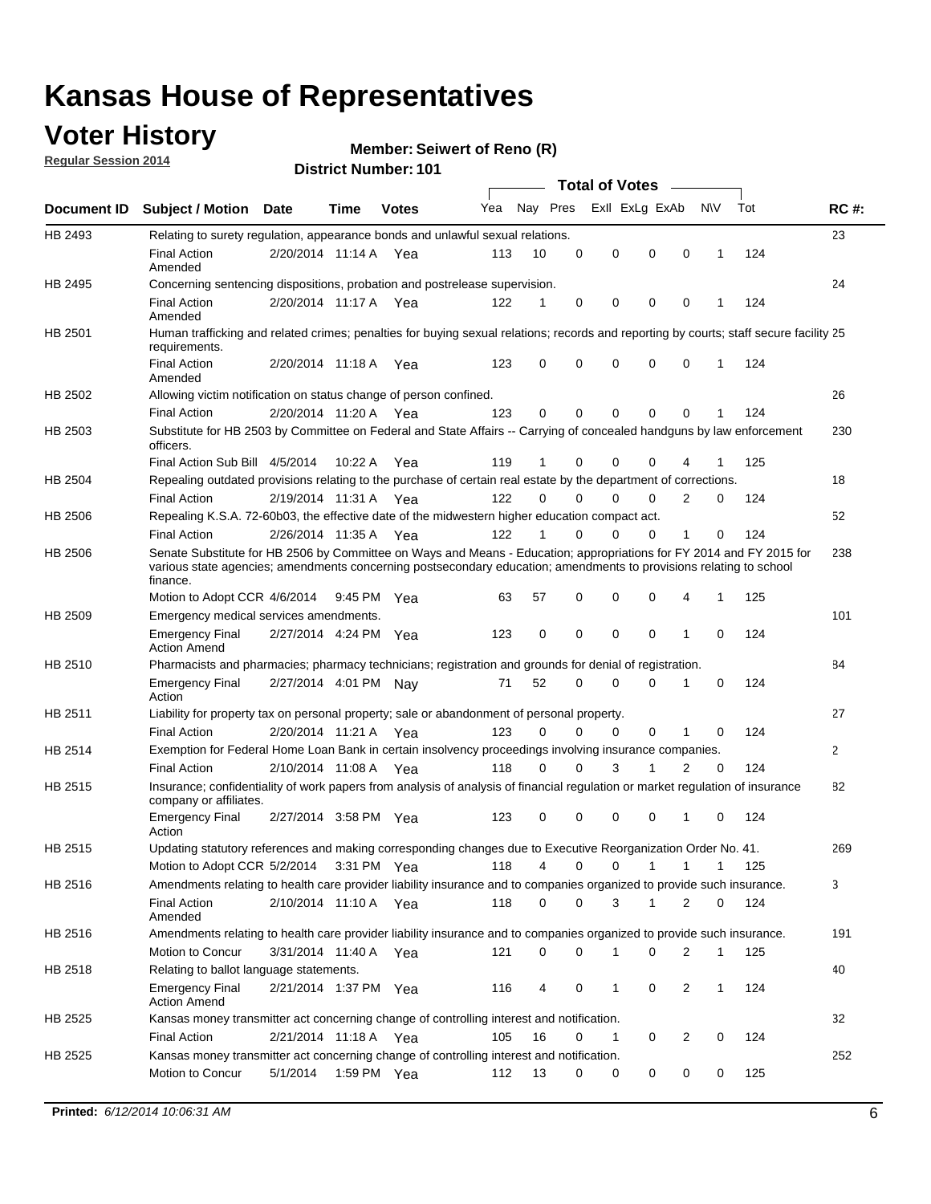# Kansas House of Representatives

## Voter History

**Regular Session 2014**

**Member: Seiwert of Reno (R)**

**District Number: 101**

| Document ID | Subject / Motion | Date | Time | Votes | Yea | Nay | Pres | ExII | ExLg | ExAb | N\V | Tot | RC #: |
|---|---|---|---|---|---|---|---|---|---|---|---|---|---|
| HB 2493 | Relating to surety regulation, appearance bonds and unlawful sexual relations. | | | | | | | | | | | | 23 |
| | Final Action Amended | 2/20/2014 | 11:14 A | Yea | 113 | 10 | 0 | 0 | 0 | 0 | 1 | 124 | |
| HB 2495 | Concerning sentencing dispositions, probation and postrelease supervision. | | | | | | | | | | | | 24 |
| | Final Action Amended | 2/20/2014 | 11:17 A | Yea | 122 | 1 | 0 | 0 | 0 | 0 | 1 | 124 | |
| HB 2501 | Human trafficking and related crimes; penalties for buying sexual relations; records and reporting by courts; staff secure facility requirements. | | | | | | | | | | | | 25 |
| | Final Action Amended | 2/20/2014 | 11:18 A | Yea | 123 | 0 | 0 | 0 | 0 | 0 | 1 | 124 | |
| HB 2502 | Allowing victim notification on status change of person confined. | | | | | | | | | | | | 26 |
| | Final Action | 2/20/2014 | 11:20 A | Yea | 123 | 0 | 0 | 0 | 0 | 0 | 1 | 124 | |
| HB 2503 | Substitute for HB 2503 by Committee on Federal and State Affairs -- Carrying of concealed handguns by law enforcement officers. | | | | | | | | | | | | 230 |
| | Final Action Sub Bill | 4/5/2014 | 10:22 A | Yea | 119 | 1 | 0 | 0 | 0 | 4 | 1 | 125 | |
| HB 2504 | Repealing outdated provisions relating to the purchase of certain real estate by the department of corrections. | | | | | | | | | | | | 18 |
| | Final Action | 2/19/2014 | 11:31 A | Yea | 122 | 0 | 0 | 0 | 0 | 2 | 0 | 124 | |
| HB 2506 | Repealing K.S.A. 72-60b03, the effective date of the midwestern higher education compact act. | | | | | | | | | | | | 52 |
| | Final Action | 2/26/2014 | 11:35 A | Yea | 122 | 1 | 0 | 0 | 0 | 1 | 0 | 124 | |
| HB 2506 | Senate Substitute for HB 2506 by Committee on Ways and Means - Education; appropriations for FY 2014 and FY 2015 for various state agencies; amendments concerning postsecondary education; amendments to provisions relating to school finance. | | | | | | | | | | | | 238 |
| | Motion to Adopt CCR | 4/6/2014 | 9:45 PM | Yea | 63 | 57 | 0 | 0 | 0 | 4 | 1 | 125 | |
| HB 2509 | Emergency medical services amendments. | | | | | | | | | | | | 101 |
| | Emergency Final Action Amend | 2/27/2014 | 4:24 PM | Yea | 123 | 0 | 0 | 0 | 0 | 1 | 0 | 124 | |
| HB 2510 | Pharmacists and pharmacies; pharmacy technicians; registration and grounds for denial of registration. | | | | | | | | | | | | 84 |
| | Emergency Final Action | 2/27/2014 | 4:01 PM | Nay | 71 | 52 | 0 | 0 | 0 | 1 | 0 | 124 | |
| HB 2511 | Liability for property tax on personal property; sale or abandonment of personal property. | | | | | | | | | | | | 27 |
| | Final Action | 2/20/2014 | 11:21 A | Yea | 123 | 0 | 0 | 0 | 0 | 1 | 0 | 124 | |
| HB 2514 | Exemption for Federal Home Loan Bank in certain insolvency proceedings involving insurance companies. | | | | | | | | | | | | 2 |
| | Final Action | 2/10/2014 | 11:08 A | Yea | 118 | 0 | 0 | 3 | 1 | 2 | 0 | 124 | |
| HB 2515 | Insurance; confidentiality of work papers from analysis of analysis of financial regulation or market regulation of insurance company or affiliates. | | | | | | | | | | | | 82 |
| | Emergency Final Action | 2/27/2014 | 3:58 PM | Yea | 123 | 0 | 0 | 0 | 0 | 1 | 0 | 124 | |
| HB 2515 | Updating statutory references and making corresponding changes due to Executive Reorganization Order No. 41. | | | | | | | | | | | | 269 |
| | Motion to Adopt CCR | 5/2/2014 | 3:31 PM | Yea | 118 | 4 | 0 | 0 | 1 | 1 | 1 | 125 | |
| HB 2516 | Amendments relating to health care provider liability insurance and to companies organized to provide such insurance. | | | | | | | | | | | | 3 |
| | Final Action Amended | 2/10/2014 | 11:10 A | Yea | 118 | 0 | 0 | 3 | 1 | 2 | 0 | 124 | |
| HB 2516 | Amendments relating to health care provider liability insurance and to companies organized to provide such insurance. | | | | | | | | | | | | 191 |
| | Motion to Concur | 3/31/2014 | 11:40 A | Yea | 121 | 0 | 0 | 1 | 0 | 2 | 1 | 125 | |
| HB 2518 | Relating to ballot language statements. | | | | | | | | | | | | 40 |
| | Emergency Final Action Amend | 2/21/2014 | 1:37 PM | Yea | 116 | 4 | 0 | 1 | 0 | 2 | 1 | 124 | |
| HB 2525 | Kansas money transmitter act concerning change of controlling interest and notification. | | | | | | | | | | | | 32 |
| | Final Action | 2/21/2014 | 11:18 A | Yea | 105 | 16 | 0 | 1 | 0 | 2 | 0 | 124 | |
| HB 2525 | Kansas money transmitter act concerning change of controlling interest and notification. | | | | | | | | | | | | 252 |
| | Motion to Concur | 5/1/2014 | 1:59 PM | Yea | 112 | 13 | 0 | 0 | 0 | 0 | 0 | 125 | |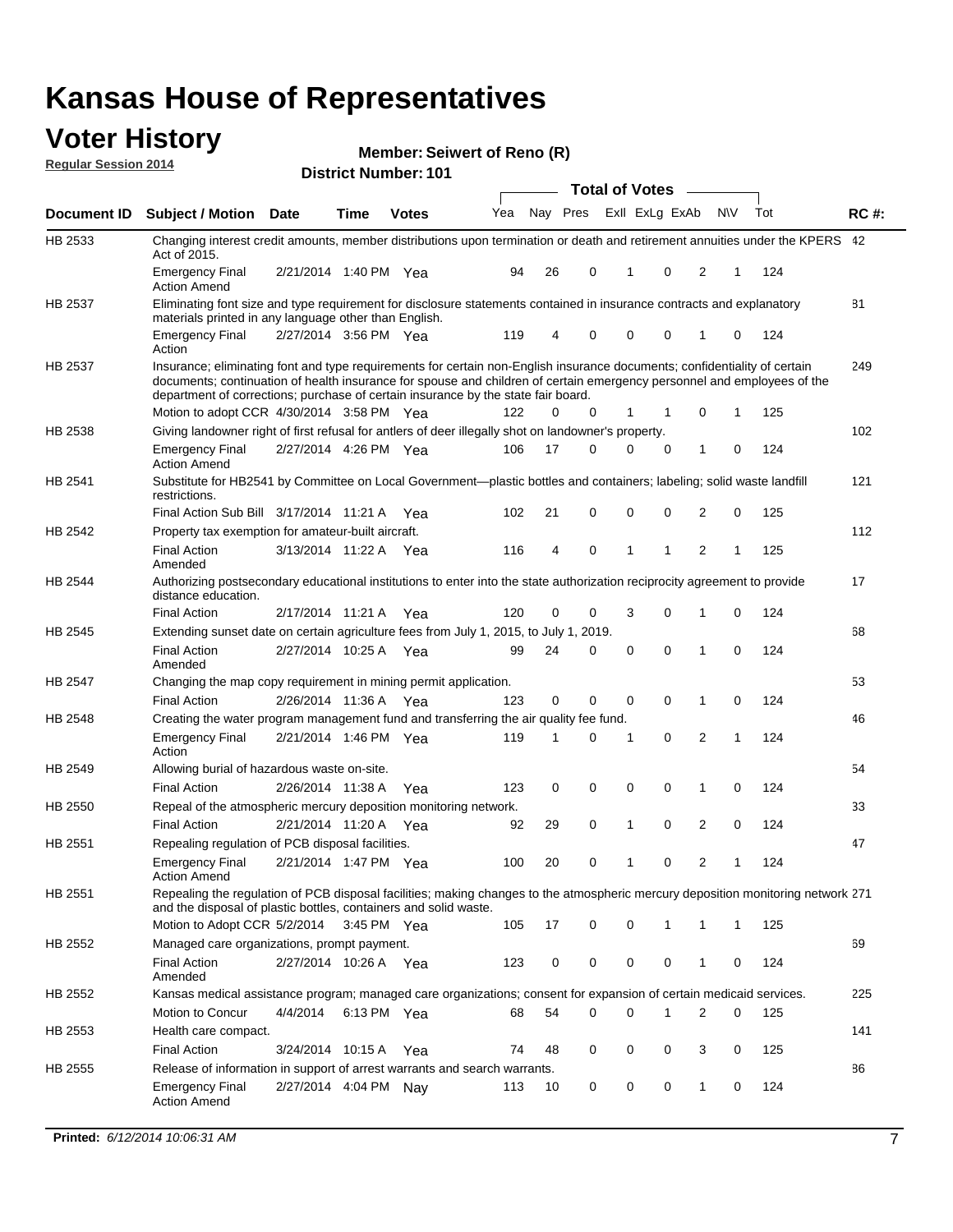# Kansas House of Representatives

## Voter History

**Regular Session 2014**

**Member: Seiwert of Reno (R)**

**District Number: 101**

| Document ID | Subject / Motion | Date | Time | Votes | Yea | Nay | Pres | ExII | ExLg | ExAb | N\V | Tot | RC #: |
|---|---|---|---|---|---|---|---|---|---|---|---|---|---|
| HB 2533 | Changing interest credit amounts, member distributions upon termination or death and retirement annuities under the KPERS Act of 2015. | | | | | | | | | | | | 42 |
| | Emergency Final Action Amend | 2/21/2014 | 1:40 PM | Yea | 94 | 26 | 0 | 1 | 0 | 2 | 1 | 124 | |
| HB 2537 | Eliminating font size and type requirement for disclosure statements contained in insurance contracts and explanatory materials printed in any language other than English. | | | | | | | | | | | | 81 |
| | Emergency Final Action | 2/27/2014 | 3:56 PM | Yea | 119 | 4 | 0 | 0 | 0 | 1 | 0 | 124 | |
| HB 2537 | Insurance; eliminating font and type requirements for certain non-English insurance documents; confidentiality of certain documents; continuation of health insurance for spouse and children of certain emergency personnel and employees of the department of corrections; purchase of certain insurance by the state fair board. | | | | | | | | | | | | 249 |
| | Motion to adopt CCR | 4/30/2014 | 3:58 PM | Yea | 122 | 0 | 0 | 1 | 1 | 0 | 1 | 125 | |
| HB 2538 | Giving landowner right of first refusal for antlers of deer illegally shot on landowner's property. | | | | | | | | | | | | 102 |
| | Emergency Final Action Amend | 2/27/2014 | 4:26 PM | Yea | 106 | 17 | 0 | 0 | 0 | 1 | 0 | 124 | |
| HB 2541 | Substitute for HB2541 by Committee on Local Government—plastic bottles and containers; labeling; solid waste landfill restrictions. | | | | | | | | | | | | 121 |
| | Final Action Sub Bill | 3/17/2014 | 11:21 A | Yea | 102 | 21 | 0 | 0 | 0 | 2 | 0 | 125 | |
| HB 2542 | Property tax exemption for amateur-built aircraft. | | | | | | | | | | | | 112 |
| | Final Action Amended | 3/13/2014 | 11:22 A | Yea | 116 | 4 | 0 | 1 | 1 | 2 | 1 | 125 | |
| HB 2544 | Authorizing postsecondary educational institutions to enter into the state authorization reciprocity agreement to provide distance education. | | | | | | | | | | | | 17 |
| | Final Action | 2/17/2014 | 11:21 A | Yea | 120 | 0 | 0 | 3 | 0 | 1 | 0 | 124 | |
| HB 2545 | Extending sunset date on certain agriculture fees from July 1, 2015, to July 1, 2019. | | | | | | | | | | | | 68 |
| | Final Action Amended | 2/27/2014 | 10:25 A | Yea | 99 | 24 | 0 | 0 | 0 | 1 | 0 | 124 | |
| HB 2547 | Changing the map copy requirement in mining permit application. | | | | | | | | | | | | 53 |
| | Final Action | 2/26/2014 | 11:36 A | Yea | 123 | 0 | 0 | 0 | 0 | 1 | 0 | 124 | |
| HB 2548 | Creating the water program management fund and transferring the air quality fee fund. | | | | | | | | | | | | 46 |
| | Emergency Final Action | 2/21/2014 | 1:46 PM | Yea | 119 | 1 | 0 | 1 | 0 | 2 | 1 | 124 | |
| HB 2549 | Allowing burial of hazardous waste on-site. | | | | | | | | | | | | 54 |
| | Final Action | 2/26/2014 | 11:38 A | Yea | 123 | 0 | 0 | 0 | 0 | 1 | 0 | 124 | |
| HB 2550 | Repeal of the atmospheric mercury deposition monitoring network. | | | | | | | | | | | | 33 |
| | Final Action | 2/21/2014 | 11:20 A | Yea | 92 | 29 | 0 | 1 | 0 | 2 | 0 | 124 | |
| HB 2551 | Repealing regulation of PCB disposal facilities. | | | | | | | | | | | | 47 |
| | Emergency Final Action Amend | 2/21/2014 | 1:47 PM | Yea | 100 | 20 | 0 | 1 | 0 | 2 | 1 | 124 | |
| HB 2551 | Repealing the regulation of PCB disposal facilities; making changes to the atmospheric mercury deposition monitoring network and the disposal of plastic bottles, containers and solid waste. | | | | | | | | | | | | 271 |
| | Motion to Adopt CCR | 5/2/2014 | 3:45 PM | Yea | 105 | 17 | 0 | 0 | 1 | 1 | 1 | 125 | |
| HB 2552 | Managed care organizations, prompt payment. | | | | | | | | | | | | 69 |
| | Final Action Amended | 2/27/2014 | 10:26 A | Yea | 123 | 0 | 0 | 0 | 0 | 1 | 0 | 124 | |
| HB 2552 | Kansas medical assistance program; managed care organizations; consent for expansion of certain medicaid services. | | | | | | | | | | | | 225 |
| | Motion to Concur | 4/4/2014 | 6:13 PM | Yea | 68 | 54 | 0 | 0 | 1 | 2 | 0 | 125 | |
| HB 2553 | Health care compact. | | | | | | | | | | | | 141 |
| | Final Action | 3/24/2014 | 10:15 A | Yea | 74 | 48 | 0 | 0 | 0 | 3 | 0 | 125 | |
| HB 2555 | Release of information in support of arrest warrants and search warrants. | | | | | | | | | | | | 86 |
| | Emergency Final Action Amend | 2/27/2014 | 4:04 PM | Nay | 113 | 10 | 0 | 0 | 0 | 1 | 0 | 124 | |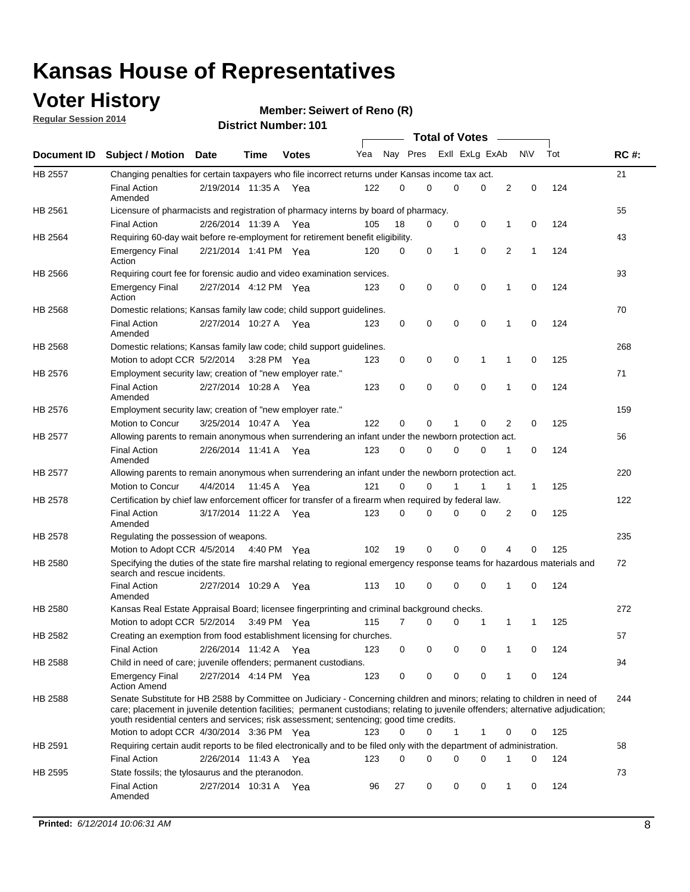# Kansas House of Representatives

## Voter History

**Regular Session 2014**

**Member: Seiwert of Reno (R)**

**District Number: 101**

| Document ID | Subject / Motion | Date | Time | Votes | Yea | Nay | Pres | ExII | ExLg | ExAb | N\V | Tot | RC #: |
|---|---|---|---|---|---|---|---|---|---|---|---|---|---|
| HB 2557 | Changing penalties for certain taxpayers who file incorrect returns under Kansas income tax act. | | | | | | | | | | | | 21 |
| | Final Action Amended | 2/19/2014 | 11:35 A | Yea | 122 | 0 | 0 | 0 | 0 | 2 | 0 | 124 | |
| HB 2561 | Licensure of pharmacists and registration of pharmacy interns by board of pharmacy. | | | | | | | | | | | | 55 |
| | Final Action | 2/26/2014 | 11:39 A | Yea | 105 | 18 | 0 | 0 | 0 | 1 | 0 | 124 | |
| HB 2564 | Requiring 60-day wait before re-employment for retirement benefit eligibility. | | | | | | | | | | | | 43 |
| | Emergency Final Action | 2/21/2014 | 1:41 PM | Yea | 120 | 0 | 0 | 1 | 0 | 2 | 1 | 124 | |
| HB 2566 | Requiring court fee for forensic audio and video examination services. | | | | | | | | | | | | 93 |
| | Emergency Final Action | 2/27/2014 | 4:12 PM | Yea | 123 | 0 | 0 | 0 | 0 | 1 | 0 | 124 | |
| HB 2568 | Domestic relations; Kansas family law code; child support guidelines. | | | | | | | | | | | | 70 |
| | Final Action Amended | 2/27/2014 | 10:27 A | Yea | 123 | 0 | 0 | 0 | 0 | 1 | 0 | 124 | |
| HB 2568 | Domestic relations; Kansas family law code; child support guidelines. | | | | | | | | | | | | 268 |
| | Motion to adopt CCR | 5/2/2014 | 3:28 PM | Yea | 123 | 0 | 0 | 0 | 1 | 1 | 0 | 125 | |
| HB 2576 | Employment security law; creation of "new employer rate." | | | | | | | | | | | | 71 |
| | Final Action Amended | 2/27/2014 | 10:28 A | Yea | 123 | 0 | 0 | 0 | 0 | 1 | 0 | 124 | |
| HB 2576 | Employment security law; creation of "new employer rate." | | | | | | | | | | | | 159 |
| | Motion to Concur | 3/25/2014 | 10:47 A | Yea | 122 | 0 | 0 | 1 | 0 | 2 | 0 | 125 | |
| HB 2577 | Allowing parents to remain anonymous when surrendering an infant under the newborn protection act. | | | | | | | | | | | | 56 |
| | Final Action Amended | 2/26/2014 | 11:41 A | Yea | 123 | 0 | 0 | 0 | 0 | 1 | 0 | 124 | |
| HB 2577 | Allowing parents to remain anonymous when surrendering an infant under the newborn protection act. | | | | | | | | | | | | 220 |
| | Motion to Concur | 4/4/2014 | 11:45 A | Yea | 121 | 0 | 0 | 1 | 1 | 1 | 1 | 125 | |
| HB 2578 | Certification by chief law enforcement officer for transfer of a firearm when required by federal law. | | | | | | | | | | | | 122 |
| | Final Action Amended | 3/17/2014 | 11:22 A | Yea | 123 | 0 | 0 | 0 | 0 | 2 | 0 | 125 | |
| HB 2578 | Regulating the possession of weapons. | | | | | | | | | | | | 235 |
| | Motion to Adopt CCR | 4/5/2014 | 4:40 PM | Yea | 102 | 19 | 0 | 0 | 0 | 4 | 0 | 125 | |
| HB 2580 | Specifying the duties of the state fire marshal relating to regional emergency response teams for hazardous materials and search and rescue incidents. | | | | | | | | | | | | 72 |
| | Final Action Amended | 2/27/2014 | 10:29 A | Yea | 113 | 10 | 0 | 0 | 0 | 1 | 0 | 124 | |
| HB 2580 | Kansas Real Estate Appraisal Board; licensee fingerprinting and criminal background checks. | | | | | | | | | | | | 272 |
| | Motion to adopt CCR | 5/2/2014 | 3:49 PM | Yea | 115 | 7 | 0 | 0 | 1 | 1 | 1 | 125 | |
| HB 2582 | Creating an exemption from food establishment licensing for churches. | | | | | | | | | | | | 57 |
| | Final Action | 2/26/2014 | 11:42 A | Yea | 123 | 0 | 0 | 0 | 0 | 1 | 0 | 124 | |
| HB 2588 | Child in need of care; juvenile offenders; permanent custodians. | | | | | | | | | | | | 94 |
| | Emergency Final Action Amend | 2/27/2014 | 4:14 PM | Yea | 123 | 0 | 0 | 0 | 0 | 1 | 0 | 124 | |
| HB 2588 | Senate Substitute for HB 2588 by Committee on Judiciary - Concerning children and minors; relating to children in need of care; placement in juvenile detention facilities; permanent custodians; relating to juvenile offenders; alternative adjudication; youth residential centers and services; risk assessment; sentencing; good time credits. | | | | | | | | | | | | 244 |
| | Motion to adopt CCR | 4/30/2014 | 3:36 PM | Yea | 123 | 0 | 0 | 1 | 1 | 0 | 0 | 125 | |
| HB 2591 | Requiring certain audit reports to be filed electronically and to be filed only with the department of administration. | | | | | | | | | | | | 58 |
| | Final Action | 2/26/2014 | 11:43 A | Yea | 123 | 0 | 0 | 0 | 0 | 1 | 0 | 124 | |
| HB 2595 | State fossils; the tylosaurus and the pteranodon. | | | | | | | | | | | | 73 |
| | Final Action Amended | 2/27/2014 | 10:31 A | Yea | 96 | 27 | 0 | 0 | 0 | 1 | 0 | 124 | |

**Printed:** *6/12/2014 10:06:31 AM*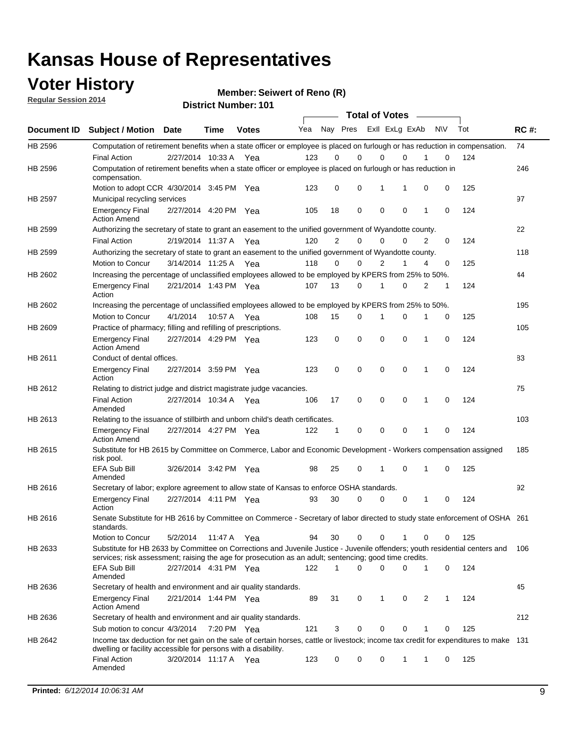# Kansas House of Representatives

## Voter History

**Regular Session 2014**

**Member: Seiwert of Reno (R)**

**District Number: 101**

| Document ID | Subject / Motion | Date | Time | Votes | Yea | Nay | Pres | ExIl | ExLg | ExAb | N\V | Tot | RC #: |
|---|---|---|---|---|---|---|---|---|---|---|---|---|---|
| HB 2596 | Computation of retirement benefits when a state officer or employee is placed on furlough or has reduction in compensation. | | | | | | | | | | | | 74 |
| | Final Action | 2/27/2014 | 10:33 A | Yea | 123 | 0 | 0 | 0 | 0 | 1 | 0 | 124 | |
| HB 2596 | Computation of retirement benefits when a state officer or employee is placed on furlough or has reduction in compensation. | | | | | | | | | | | | 246 |
| | Motion to adopt CCR | 4/30/2014 | 3:45 PM | Yea | 123 | 0 | 0 | 1 | 1 | 0 | 0 | 125 | |
| HB 2597 | Municipal recycling services | | | | | | | | | | | | 97 |
| | Emergency Final Action Amend | 2/27/2014 | 4:20 PM | Yea | 105 | 18 | 0 | 0 | 0 | 1 | 0 | 124 | |
| HB 2599 | Authorizing the secretary of state to grant an easement to the unified government of Wyandotte county. | | | | | | | | | | | | 22 |
| | Final Action | 2/19/2014 | 11:37 A | Yea | 120 | 2 | 0 | 0 | 0 | 2 | 0 | 124 | |
| HB 2599 | Authorizing the secretary of state to grant an easement to the unified government of Wyandotte county. | | | | | | | | | | | | 118 |
| | Motion to Concur | 3/14/2014 | 11:25 A | Yea | 118 | 0 | 0 | 2 | 1 | 4 | 0 | 125 | |
| HB 2602 | Increasing the percentage of unclassified employees allowed to be employed by KPERS from 25% to 50%. | | | | | | | | | | | | 44 |
| | Emergency Final Action | 2/21/2014 | 1:43 PM | Yea | 107 | 13 | 0 | 1 | 0 | 2 | 1 | 124 | |
| HB 2602 | Increasing the percentage of unclassified employees allowed to be employed by KPERS from 25% to 50%. | | | | | | | | | | | | 195 |
| | Motion to Concur | 4/1/2014 | 10:57 A | Yea | 108 | 15 | 0 | 1 | 0 | 1 | 0 | 125 | |
| HB 2609 | Practice of pharmacy; filling and refilling of prescriptions. | | | | | | | | | | | | 105 |
| | Emergency Final Action Amend | 2/27/2014 | 4:29 PM | Yea | 123 | 0 | 0 | 0 | 0 | 1 | 0 | 124 | |
| HB 2611 | Conduct of dental offices. | | | | | | | | | | | | 83 |
| | Emergency Final Action | 2/27/2014 | 3:59 PM | Yea | 123 | 0 | 0 | 0 | 0 | 1 | 0 | 124 | |
| HB 2612 | Relating to district judge and district magistrate judge vacancies. | | | | | | | | | | | | 75 |
| | Final Action Amended | 2/27/2014 | 10:34 A | Yea | 106 | 17 | 0 | 0 | 0 | 1 | 0 | 124 | |
| HB 2613 | Relating to the issuance of stillbirth and unborn child's death certificates. | | | | | | | | | | | | 103 |
| | Emergency Final Action Amend | 2/27/2014 | 4:27 PM | Yea | 122 | 1 | 0 | 0 | 0 | 1 | 0 | 124 | |
| HB 2615 | Substitute for HB 2615 by Committee on Commerce, Labor and Economic Development - Workers compensation assigned risk pool. | | | | | | | | | | | | 185 |
| | EFA Sub Bill Amended | 3/26/2014 | 3:42 PM | Yea | 98 | 25 | 0 | 1 | 0 | 1 | 0 | 125 | |
| HB 2616 | Secretary of labor; explore agreement to allow state of Kansas to enforce OSHA standards. | | | | | | | | | | | | 92 |
| | Emergency Final Action | 2/27/2014 | 4:11 PM | Yea | 93 | 30 | 0 | 0 | 0 | 1 | 0 | 124 | |
| HB 2616 | Senate Substitute for HB 2616 by Committee on Commerce - Secretary of labor directed to study state enforcement of OSHA standards. | | | | | | | | | | | | 261 |
| | Motion to Concur | 5/2/2014 | 11:47 A | Yea | 94 | 30 | 0 | 0 | 1 | 0 | 0 | 125 | |
| HB 2633 | Substitute for HB 2633 by Committee on Corrections and Juvenile Justice - Juvenile offenders; youth residential centers and services; risk assessment; raising the age for prosecution as an adult; sentencing; good time credits. | | | | | | | | | | | | 106 |
| | EFA Sub Bill Amended | 2/27/2014 | 4:31 PM | Yea | 122 | 1 | 0 | 0 | 0 | 1 | 0 | 124 | |
| HB 2636 | Secretary of health and environment and air quality standards. | | | | | | | | | | | | 45 |
| | Emergency Final Action Amend | 2/21/2014 | 1:44 PM | Yea | 89 | 31 | 0 | 1 | 0 | 2 | 1 | 124 | |
| HB 2636 | Secretary of health and environment and air quality standards. | | | | | | | | | | | | 212 |
| | Sub motion to concur | 4/3/2014 | 7:20 PM | Yea | 121 | 3 | 0 | 0 | 0 | 1 | 0 | 125 | |
| HB 2642 | Income tax deduction for net gain on the sale of certain horses, cattle or livestock; income tax credit for expenditures to make dwelling or facility accessible for persons with a disability. | | | | | | | | | | | | 131 |
| | Final Action Amended | 3/20/2014 | 11:17 A | Yea | 123 | 0 | 0 | 0 | 1 | 1 | 0 | 125 | |

**Printed:** *6/12/2014 10:06:31 AM*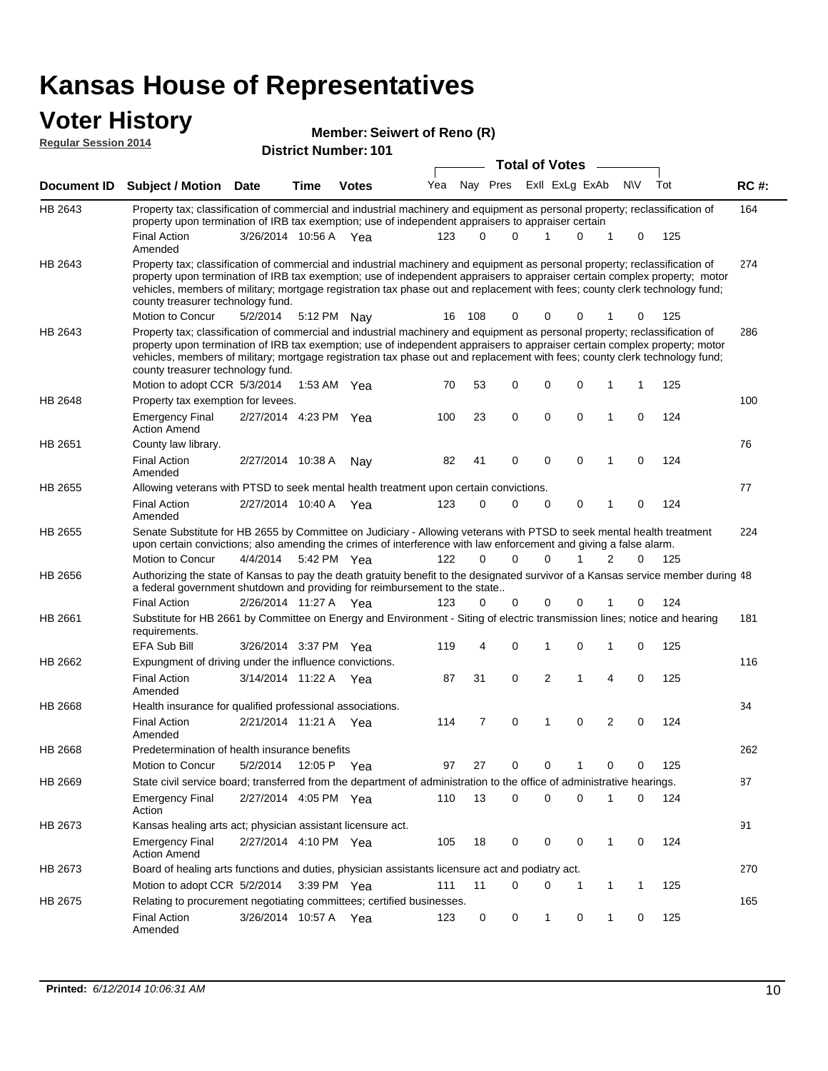# Kansas House of Representatives

## Voter History

**Regular Session 2014**

**Member: Seiwert of Reno (R)**

**District Number: 101**

| Document ID | Subject / Motion | Date | Time | Votes | Yea | Nay | Pres | ExII | ExLg | ExAb | N\V | Tot | RC #: |
|---|---|---|---|---|---|---|---|---|---|---|---|---|---|
| HB 2643 | Property tax; classification of commercial and industrial machinery and equipment as personal property; reclassification of property upon termination of IRB tax exemption; use of independent appraisers to appraiser certain | | | | | | | | | | | | 164 |
| | Final Action Amended | 3/26/2014 | 10:56 A | Yea | 123 | 0 | 0 | 1 | 0 | 1 | 0 | 125 | |
| HB 2643 | Property tax; classification of commercial and industrial machinery and equipment as personal property; reclassification of property upon termination of IRB tax exemption; use of independent appraisers to appraiser certain complex property; motor vehicles, members of military; mortgage registration tax phase out and replacement with fees; county clerk technology fund; county treasurer technology fund. | | | | | | | | | | | | 274 |
| | Motion to Concur | 5/2/2014 | 5:12 PM | Nay | 16 | 108 | 0 | 0 | 0 | 1 | 0 | 125 | |
| HB 2643 | Property tax; classification of commercial and industrial machinery and equipment as personal property; reclassification of property upon termination of IRB tax exemption; use of independent appraisers to appraiser certain complex property; motor vehicles, members of military; mortgage registration tax phase out and replacement with fees; county clerk technology fund; county treasurer technology fund. | | | | | | | | | | | | 286 |
| | Motion to adopt CCR | 5/3/2014 | 1:53 AM | Yea | 70 | 53 | 0 | 0 | 0 | 1 | 1 | 125 | |
| HB 2648 | Property tax exemption for levees. | | | | | | | | | | | | 100 |
| | Emergency Final Action Amend | 2/27/2014 | 4:23 PM | Yea | 100 | 23 | 0 | 0 | 0 | 1 | 0 | 124 | |
| HB 2651 | County law library. | | | | | | | | | | | | 76 |
| | Final Action Amended | 2/27/2014 | 10:38 A | Nay | 82 | 41 | 0 | 0 | 0 | 1 | 0 | 124 | |
| HB 2655 | Allowing veterans with PTSD to seek mental health treatment upon certain convictions. | | | | | | | | | | | | 77 |
| | Final Action Amended | 2/27/2014 | 10:40 A | Yea | 123 | 0 | 0 | 0 | 0 | 1 | 0 | 124 | |
| HB 2655 | Senate Substitute for HB 2655 by Committee on Judiciary - Allowing veterans with PTSD to seek mental health treatment upon certain convictions; also amending the crimes of interference with law enforcement and giving a false alarm. | | | | | | | | | | | | 224 |
| | Motion to Concur | 4/4/2014 | 5:42 PM | Yea | 122 | 0 | 0 | 0 | 1 | 2 | 0 | 125 | |
| HB 2656 | Authorizing the state of Kansas to pay the death gratuity benefit to the designated survivor of a Kansas service member during a federal government shutdown and providing for reimbursement to the state.. | | | | | | | | | | | | 48 |
| | Final Action | 2/26/2014 | 11:27 A | Yea | 123 | 0 | 0 | 0 | 0 | 1 | 0 | 124 | |
| HB 2661 | Substitute for HB 2661 by Committee on Energy and Environment - Siting of electric transmission lines; notice and hearing requirements. | | | | | | | | | | | | 181 |
| | EFA Sub Bill | 3/26/2014 | 3:37 PM | Yea | 119 | 4 | 0 | 1 | 0 | 1 | 0 | 125 | |
| HB 2662 | Expungment of driving under the influence convictions. | | | | | | | | | | | | 116 |
| | Final Action Amended | 3/14/2014 | 11:22 A | Yea | 87 | 31 | 0 | 2 | 1 | 4 | 0 | 125 | |
| HB 2668 | Health insurance for qualified professional associations. | | | | | | | | | | | | 34 |
| | Final Action Amended | 2/21/2014 | 11:21 A | Yea | 114 | 7 | 0 | 1 | 0 | 2 | 0 | 124 | |
| HB 2668 | Predetermination of health insurance benefits | | | | | | | | | | | | 262 |
| | Motion to Concur | 5/2/2014 | 12:05 P | Yea | 97 | 27 | 0 | 0 | 1 | 0 | 0 | 125 | |
| HB 2669 | State civil service board; transferred from the department of administration to the office of administrative hearings. | | | | | | | | | | | | 87 |
| | Emergency Final Action | 2/27/2014 | 4:05 PM | Yea | 110 | 13 | 0 | 0 | 0 | 1 | 0 | 124 | |
| HB 2673 | Kansas healing arts act; physician assistant licensure act. | | | | | | | | | | | | 91 |
| | Emergency Final Action Amend | 2/27/2014 | 4:10 PM | Yea | 105 | 18 | 0 | 0 | 0 | 1 | 0 | 124 | |
| HB 2673 | Board of healing arts functions and duties, physician assistants licensure act and podiatry act. | | | | | | | | | | | | 270 |
| | Motion to adopt CCR | 5/2/2014 | 3:39 PM | Yea | 111 | 11 | 0 | 0 | 1 | 1 | 1 | 125 | |
| HB 2675 | Relating to procurement negotiating committees; certified businesses. | | | | | | | | | | | | 165 |
| | Final Action Amended | 3/26/2014 | 10:57 A | Yea | 123 | 0 | 0 | 1 | 0 | 1 | 0 | 125 | |

**Printed:** *6/12/2014 10:06:31 AM*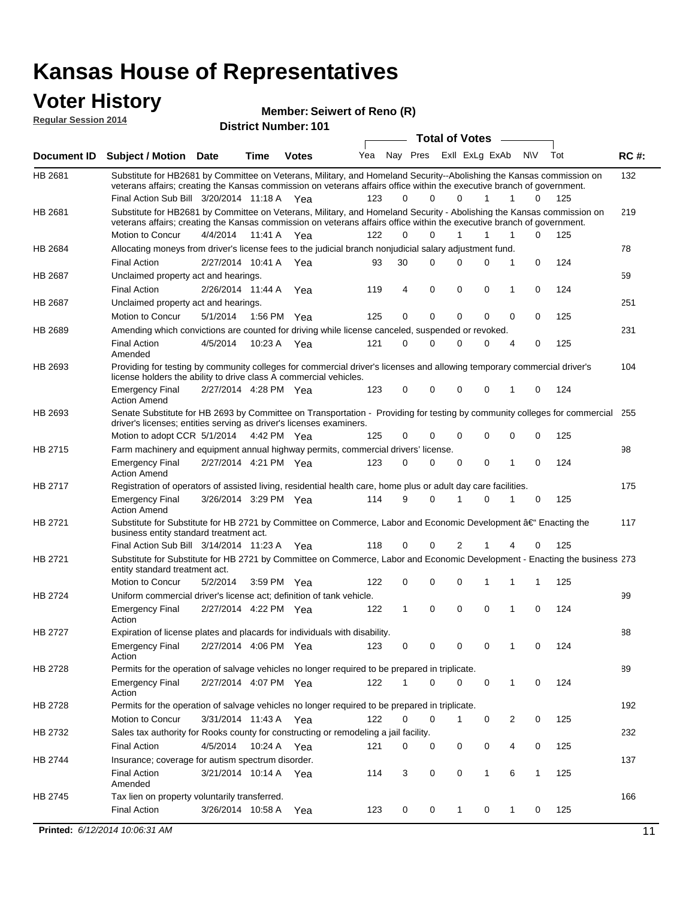# Kansas House of Representatives

## Voter History

**Regular Session 2014**

**Member: Seiwert of Reno (R)**

**District Number: 101**

| Document ID | Subject / Motion | Date | Time | Votes | Yea | Nay | Pres | ExlI | ExLg | ExAb | N\V | Tot | RC #: |
|---|---|---|---|---|---|---|---|---|---|---|---|---|---|
| HB 2681 | Substitute for HB2681 by Committee on Veterans, Military, and Homeland Security--Abolishing the Kansas commission on veterans affairs; creating the Kansas commission on veterans affairs office within the executive branch of government. | | | | | | | | | | | | 132 |
| | Final Action Sub Bill | 3/20/2014 | 11:18 A | Yea | 123 | 0 | 0 | 0 | 1 | 1 | 0 | 125 | |
| HB 2681 | Substitute for HB2681 by Committee on Veterans, Military, and Homeland Security - Abolishing the Kansas commission on veterans affairs; creating the Kansas commission on veterans affairs office within the executive branch of government. | | | | | | | | | | | | 219 |
| | Motion to Concur | 4/4/2014 | 11:41 A | Yea | 122 | 0 | 0 | 1 | 1 | 1 | 0 | 125 | |
| HB 2684 | Allocating moneys from driver's license fees to the judicial branch nonjudicial salary adjustment fund. | | | | | | | | | | | | 78 |
| | Final Action | 2/27/2014 | 10:41 A | Yea | 93 | 30 | 0 | 0 | 0 | 1 | 0 | 124 | |
| HB 2687 | Unclaimed property act and hearings. | | | | | | | | | | | | 59 |
| | Final Action | 2/26/2014 | 11:44 A | Yea | 119 | 4 | 0 | 0 | 0 | 1 | 0 | 124 | |
| HB 2687 | Unclaimed property act and hearings. | | | | | | | | | | | | 251 |
| | Motion to Concur | 5/1/2014 | 1:56 PM | Yea | 125 | 0 | 0 | 0 | 0 | 0 | 0 | 125 | |
| HB 2689 | Amending which convictions are counted for driving while license canceled, suspended or revoked. | | | | | | | | | | | | 231 |
| | Final Action Amended | 4/5/2014 | 10:23 A | Yea | 121 | 0 | 0 | 0 | 0 | 4 | 0 | 125 | |
| HB 2693 | Providing for testing by community colleges for commercial driver's licenses and allowing temporary commercial driver's license holders the ability to drive class A commercial vehicles. | | | | | | | | | | | | 104 |
| | Emergency Final Action Amend | 2/27/2014 | 4:28 PM | Yea | 123 | 0 | 0 | 0 | 0 | 1 | 0 | 124 | |
| HB 2693 | Senate Substitute for HB 2693 by Committee on Transportation - Providing for testing by community colleges for commercial driver's licenses; entities serving as driver's licenses examiners. | | | | | | | | | | | | 255 |
| | Motion to adopt CCR | 5/1/2014 | 4:42 PM | Yea | 125 | 0 | 0 | 0 | 0 | 0 | 0 | 125 | |
| HB 2715 | Farm machinery and equipment annual highway permits, commercial drivers' license. | | | | | | | | | | | | 98 |
| | Emergency Final Action Amend | 2/27/2014 | 4:21 PM | Yea | 123 | 0 | 0 | 0 | 0 | 1 | 0 | 124 | |
| HB 2717 | Registration of operators of assisted living, residential health care, home plus or adult day care facilities. | | | | | | | | | | | | 175 |
| | Emergency Final Action Amend | 3/26/2014 | 3:29 PM | Yea | 114 | 9 | 0 | 1 | 0 | 1 | 0 | 125 | |
| HB 2721 | Substitute for Substitute for HB 2721 by Committee on Commerce, Labor and Economic Development â€" Enacting the business entity standard treatment act. | | | | | | | | | | | | 117 |
| | Final Action Sub Bill | 3/14/2014 | 11:23 A | Yea | 118 | 0 | 0 | 2 | 1 | 4 | 0 | 125 | |
| HB 2721 | Substitute for Substitute for HB 2721 by Committee on Commerce, Labor and Economic Development - Enacting the business entity standard treatment act. | | | | | | | | | | | | 273 |
| | Motion to Concur | 5/2/2014 | 3:59 PM | Yea | 122 | 0 | 0 | 0 | 1 | 1 | 1 | 125 | |
| HB 2724 | Uniform commercial driver's license act; definition of tank vehicle. | | | | | | | | | | | | 99 |
| | Emergency Final Action | 2/27/2014 | 4:22 PM | Yea | 122 | 1 | 0 | 0 | 0 | 1 | 0 | 124 | |
| HB 2727 | Expiration of license plates and placards for individuals with disability. | | | | | | | | | | | | 88 |
| | Emergency Final Action | 2/27/2014 | 4:06 PM | Yea | 123 | 0 | 0 | 0 | 0 | 1 | 0 | 124 | |
| HB 2728 | Permits for the operation of salvage vehicles no longer required to be prepared in triplicate. | | | | | | | | | | | | 89 |
| | Emergency Final Action | 2/27/2014 | 4:07 PM | Yea | 122 | 1 | 0 | 0 | 0 | 1 | 0 | 124 | |
| HB 2728 | Permits for the operation of salvage vehicles no longer required to be prepared in triplicate. | | | | | | | | | | | | 192 |
| | Motion to Concur | 3/31/2014 | 11:43 A | Yea | 122 | 0 | 0 | 1 | 0 | 2 | 0 | 125 | |
| HB 2732 | Sales tax authority for Rooks county for constructing or remodeling a jail facility. | | | | | | | | | | | | 232 |
| | Final Action | 4/5/2014 | 10:24 A | Yea | 121 | 0 | 0 | 0 | 0 | 4 | 0 | 125 | |
| HB 2744 | Insurance; coverage for autism spectrum disorder. | | | | | | | | | | | | 137 |
| | Final Action Amended | 3/21/2014 | 10:14 A | Yea | 114 | 3 | 0 | 0 | 1 | 6 | 1 | 125 | |
| HB 2745 | Tax lien on property voluntarily transferred. | | | | | | | | | | | | 166 |
| | Final Action | 3/26/2014 | 10:58 A | Yea | 123 | 0 | 0 | 1 | 0 | 1 | 0 | 125 | |

**Printed:** *6/12/2014 10:06:31 AM*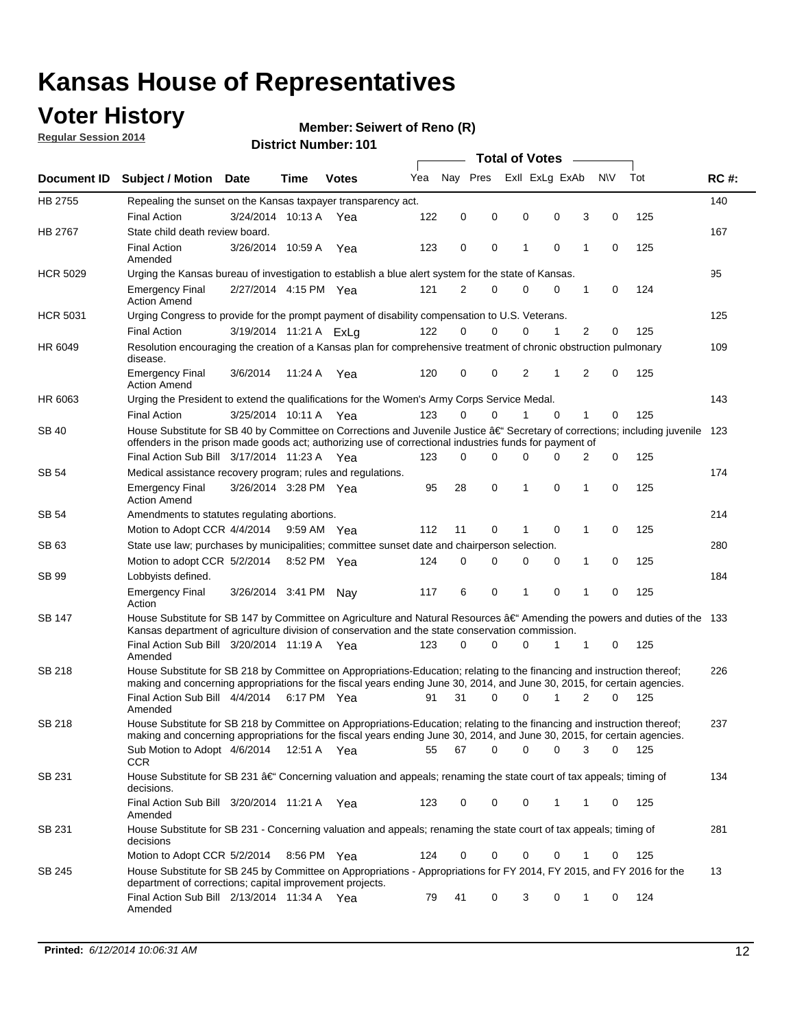# Kansas House of Representatives

## Voter History

**Regular Session 2014**

**Member: Seiwert of Reno (R)**

**District Number: 101**

| Document ID | Subject / Motion | Date | Time | Votes | Yea | Nay | Pres | ExII | ExLg | ExAb | N\V | Tot | RC #: |
|---|---|---|---|---|---|---|---|---|---|---|---|---|---|
| HB 2755 | Repealing the sunset on the Kansas taxpayer transparency act. | | | | | | | | | | | | 140 |
| | Final Action | 3/24/2014 | 10:13 A | Yea | 122 | 0 | 0 | 0 | 0 | 3 | 0 | 125 | |
| HB 2767 | State child death review board. | | | | | | | | | | | | 167 |
| | Final Action Amended | 3/26/2014 | 10:59 A | Yea | 123 | 0 | 0 | 1 | 0 | 1 | 0 | 125 | |
| HCR 5029 | Urging the Kansas bureau of investigation to establish a blue alert system for the state of Kansas. | | | | | | | | | | | | 95 |
| | Emergency Final Action Amend | 2/27/2014 | 4:15 PM | Yea | 121 | 2 | 0 | 0 | 0 | 1 | 0 | 124 | |
| HCR 5031 | Urging Congress to provide for the prompt payment of disability compensation to U.S. Veterans. | | | | | | | | | | | | 125 |
| | Final Action | 3/19/2014 | 11:21 A | ExLg | 122 | 0 | 0 | 0 | 1 | 2 | 0 | 125 | |
| HR 6049 | Resolution encouraging the creation of a Kansas plan for comprehensive treatment of chronic obstruction pulmonary disease. | | | | | | | | | | | | 109 |
| | Emergency Final Action Amend | 3/6/2014 | 11:24 A | Yea | 120 | 0 | 0 | 2 | 1 | 2 | 0 | 125 | |
| HR 6063 | Urging the President to extend the qualifications for the Women's Army Corps Service Medal. | | | | | | | | | | | | 143 |
| | Final Action | 3/25/2014 | 10:11 A | Yea | 123 | 0 | 0 | 1 | 0 | 1 | 0 | 125 | |
| SB 40 | House Substitute for SB 40 by Committee on Corrections and Juvenile Justice â€" Secretary of corrections; including juvenile offenders in the prison made goods act; authorizing use of correctional industries funds for payment of | | | | | | | | | | | | 123 |
| | Final Action Sub Bill | 3/17/2014 | 11:23 A | Yea | 123 | 0 | 0 | 0 | 0 | 2 | 0 | 125 | |
| SB 54 | Medical assistance recovery program; rules and regulations. | | | | | | | | | | | | 174 |
| | Emergency Final Action Amend | 3/26/2014 | 3:28 PM | Yea | 95 | 28 | 0 | 1 | 0 | 1 | 0 | 125 | |
| SB 54 | Amendments to statutes regulating abortions. | | | | | | | | | | | | 214 |
| | Motion to Adopt CCR | 4/4/2014 | 9:59 AM | Yea | 112 | 11 | 0 | 1 | 0 | 1 | 0 | 125 | |
| SB 63 | State use law; purchases by municipalities; committee sunset date and chairperson selection. | | | | | | | | | | | | 280 |
| | Motion to adopt CCR | 5/2/2014 | 8:52 PM | Yea | 124 | 0 | 0 | 0 | 0 | 1 | 0 | 125 | |
| SB 99 | Lobbyists defined. | | | | | | | | | | | | 184 |
| | Emergency Final Action | 3/26/2014 | 3:41 PM | Nay | 117 | 6 | 0 | 1 | 0 | 1 | 0 | 125 | |
| SB 147 | House Substitute for SB 147 by Committee on Agriculture and Natural Resources â€" Amending the powers and duties of the Kansas department of agriculture division of conservation and the state conservation commission. | | | | | | | | | | | | 133 |
| | Final Action Sub Bill Amended | 3/20/2014 | 11:19 A | Yea | 123 | 0 | 0 | 0 | 1 | 1 | 0 | 125 | |
| SB 218 | House Substitute for SB 218 by Committee on Appropriations-Education; relating to the financing and instruction thereof; making and concerning appropriations for the fiscal years ending June 30, 2014, and June 30, 2015, for certain agencies. | | | | | | | | | | | | 226 |
| | Final Action Sub Bill Amended | 4/4/2014 | 6:17 PM | Yea | 91 | 31 | 0 | 0 | 1 | 2 | 0 | 125 | |
| SB 218 | House Substitute for SB 218 by Committee on Appropriations-Education; relating to the financing and instruction thereof; making and concerning appropriations for the fiscal years ending June 30, 2014, and June 30, 2015, for certain agencies. | | | | | | | | | | | | 237 |
| | Sub Motion to Adopt CCR | 4/6/2014 | 12:51 A | Yea | 55 | 67 | 0 | 0 | 0 | 3 | 0 | 125 | |
| SB 231 | House Substitute for SB 231 â€" Concerning valuation and appeals; renaming the state court of tax appeals; timing of decisions. | | | | | | | | | | | | 134 |
| | Final Action Sub Bill Amended | 3/20/2014 | 11:21 A | Yea | 123 | 0 | 0 | 0 | 1 | 1 | 0 | 125 | |
| SB 231 | House Substitute for SB 231 - Concerning valuation and appeals; renaming the state court of tax appeals; timing of decisions | | | | | | | | | | | | 281 |
| | Motion to Adopt CCR | 5/2/2014 | 8:56 PM | Yea | 124 | 0 | 0 | 0 | 0 | 1 | 0 | 125 | |
| SB 245 | House Substitute for SB 245 by Committee on Appropriations - Appropriations for FY 2014, FY 2015, and FY 2016 for the department of corrections; capital improvement projects. | | | | | | | | | | | | 13 |
| | Final Action Sub Bill Amended | 2/13/2014 | 11:34 A | Yea | 79 | 41 | 0 | 3 | 0 | 1 | 0 | 124 | |

**Printed:** *6/12/2014 10:06:31 AM*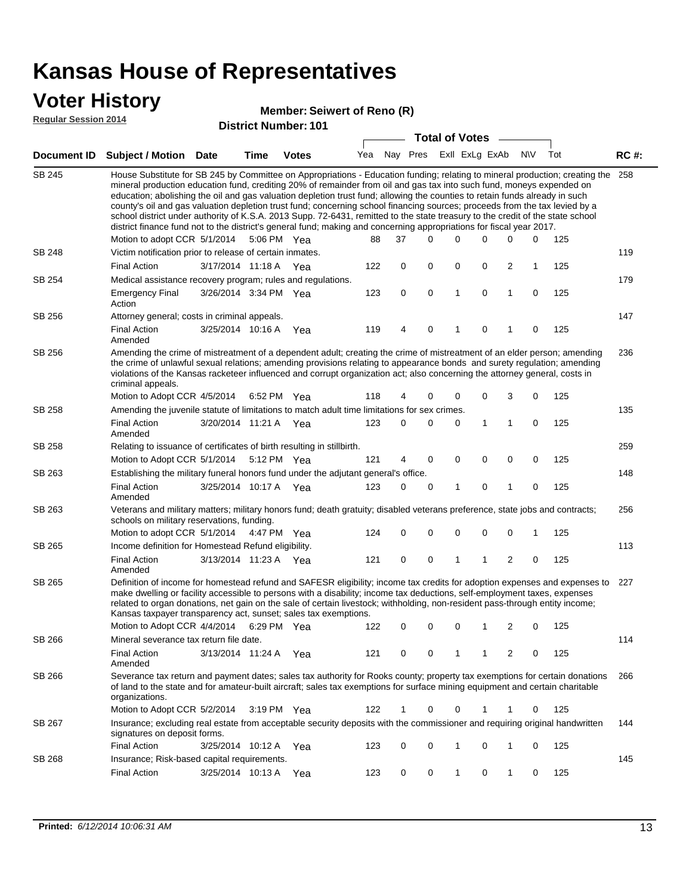# Kansas House of Representatives

## Voter History

**Regular Session 2014**

**Member: Seiwert of Reno (R)**

**District Number: 101**

| Document ID | Subject / Motion | Date | Time | Votes | Yea | Nay | Pres | ExII | ExLg | ExAb | N\V | Tot | RC #: |
|---|---|---|---|---|---|---|---|---|---|---|---|---|---|
| SB 245 | House Substitute for SB 245 by Committee on Appropriations - Education funding; relating to mineral production; creating the mineral production education fund, crediting 20% of remainder from oil and gas tax into such fund, moneys expended on education; abolishing the oil and gas valuation depletion trust fund; allowing the counties to retain funds already in such county's oil and gas valuation depletion trust fund; concerning school financing sources; proceeds from the tax levied by a school district under authority of K.S.A. 2013 Supp. 72-6431, remitted to the state treasury to the credit of the state school district finance fund not to the district's general fund; making and concerning appropriations for fiscal year 2017. | | | | | | | | | | | | 258 |
| | Motion to adopt CCR | 5/1/2014 | 5:06 PM | Yea | 88 | 37 | 0 | 0 | 0 | 0 | 0 | 125 | |
| SB 248 | Victim notification prior to release of certain inmates. | | | | | | | | | | | | 119 |
| | Final Action | 3/17/2014 | 11:18 A | Yea | 122 | 0 | 0 | 0 | 0 | 2 | 1 | 125 | |
| SB 254 | Medical assistance recovery program; rules and regulations. | | | | | | | | | | | | 179 |
| | Emergency Final Action | 3/26/2014 | 3:34 PM | Yea | 123 | 0 | 0 | 1 | 0 | 1 | 0 | 125 | |
| SB 256 | Attorney general; costs in criminal appeals. | | | | | | | | | | | | 147 |
| | Final Action Amended | 3/25/2014 | 10:16 A | Yea | 119 | 4 | 0 | 1 | 0 | 1 | 0 | 125 | |
| SB 256 | Amending the crime of mistreatment of a dependent adult; creating the crime of mistreatment of an elder person; amending the crime of unlawful sexual relations; amending provisions relating to appearance bonds and surety regulation; amending violations of the Kansas racketeer influenced and corrupt organization act; also concerning the attorney general, costs in criminal appeals. | | | | | | | | | | | | 236 |
| | Motion to Adopt CCR | 4/5/2014 | 6:52 PM | Yea | 118 | 4 | 0 | 0 | 0 | 3 | 0 | 125 | |
| SB 258 | Amending the juvenile statute of limitations to match adult time limitations for sex crimes. | | | | | | | | | | | | 135 |
| | Final Action Amended | 3/20/2014 | 11:21 A | Yea | 123 | 0 | 0 | 0 | 1 | 1 | 0 | 125 | |
| SB 258 | Relating to issuance of certificates of birth resulting in stillbirth. | | | | | | | | | | | | 259 |
| | Motion to Adopt CCR | 5/1/2014 | 5:12 PM | Yea | 121 | 4 | 0 | 0 | 0 | 0 | 0 | 125 | |
| SB 263 | Establishing the military funeral honors fund under the adjutant general's office. | | | | | | | | | | | | 148 |
| | Final Action Amended | 3/25/2014 | 10:17 A | Yea | 123 | 0 | 0 | 1 | 0 | 1 | 0 | 125 | |
| SB 263 | Veterans and military matters; military honors fund; death gratuity; disabled veterans preference, state jobs and contracts; schools on military reservations, funding. | | | | | | | | | | | | 256 |
| | Motion to adopt CCR | 5/1/2014 | 4:47 PM | Yea | 124 | 0 | 0 | 0 | 0 | 0 | 1 | 125 | |
| SB 265 | Income definition for Homestead Refund eligibility. | | | | | | | | | | | | 113 |
| | Final Action Amended | 3/13/2014 | 11:23 A | Yea | 121 | 0 | 0 | 1 | 1 | 2 | 0 | 125 | |
| SB 265 | Definition of income for homestead refund and SAFESR eligibility; income tax credits for adoption expenses and expenses to make dwelling or facility accessible to persons with a disability; income tax deductions, self-employment taxes, expenses related to organ donations, net gain on the sale of certain livestock; withholding, non-resident pass-through entity income; Kansas taxpayer transparency act, sunset; sales tax exemptions. | | | | | | | | | | | | 227 |
| | Motion to Adopt CCR | 4/4/2014 | 6:29 PM | Yea | 122 | 0 | 0 | 0 | 1 | 2 | 0 | 125 | |
| SB 266 | Mineral severance tax return file date. | | | | | | | | | | | | 114 |
| | Final Action Amended | 3/13/2014 | 11:24 A | Yea | 121 | 0 | 0 | 1 | 1 | 2 | 0 | 125 | |
| SB 266 | Severance tax return and payment dates; sales tax authority for Rooks county; property tax exemptions for certain donations of land to the state and for amateur-built aircraft; sales tax exemptions for surface mining equipment and certain charitable organizations. | | | | | | | | | | | | 266 |
| | Motion to Adopt CCR | 5/2/2014 | 3:19 PM | Yea | 122 | 1 | 0 | 0 | 1 | 1 | 0 | 125 | |
| SB 267 | Insurance; excluding real estate from acceptable security deposits with the commissioner and requiring original handwritten signatures on deposit forms. | | | | | | | | | | | | 144 |
| | Final Action | 3/25/2014 | 10:12 A | Yea | 123 | 0 | 0 | 1 | 0 | 1 | 0 | 125 | |
| SB 268 | Insurance; Risk-based capital requirements. | | | | | | | | | | | | 145 |
| | Final Action | 3/25/2014 | 10:13 A | Yea | 123 | 0 | 0 | 1 | 0 | 1 | 0 | 125 | |

**Printed:** *6/12/2014 10:06:31 AM*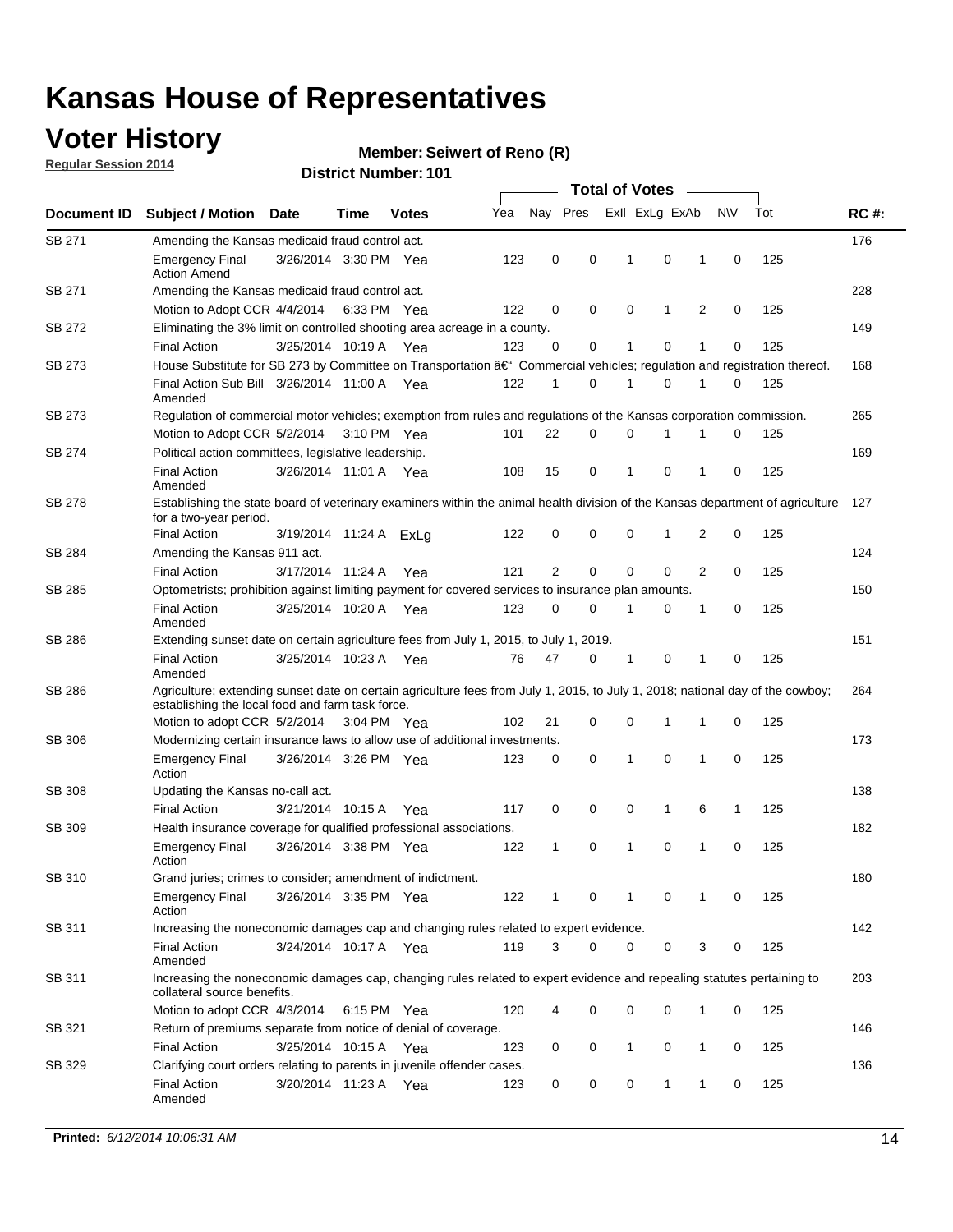# Kansas House of Representatives

## Voter History

**Regular Session 2014**

**Member: Seiwert of Reno (R)**

**District Number: 101**

| Document ID | Subject / Motion | Date | Time | Votes | Yea | Nay | Pres | ExII | ExLg | ExAb | N\V | Tot | RC #: |
|---|---|---|---|---|---|---|---|---|---|---|---|---|---|
| SB 271 | Amending the Kansas medicaid fraud control act. | | | | | | | | | | | | 176 |
| | Emergency Final Action Amend | 3/26/2014 | 3:30 PM | Yea | 123 | 0 | 0 | 1 | 0 | 1 | 0 | 125 | |
| SB 271 | Amending the Kansas medicaid fraud control act. | | | | | | | | | | | | 228 |
| | Motion to Adopt CCR | 4/4/2014 | 6:33 PM | Yea | 122 | 0 | 0 | 0 | 1 | 2 | 0 | 125 | |
| SB 272 | Eliminating the 3% limit on controlled shooting area acreage in a county. | | | | | | | | | | | | 149 |
| | Final Action | 3/25/2014 | 10:19 A | Yea | 123 | 0 | 0 | 1 | 0 | 1 | 0 | 125 | |
| SB 273 | House Substitute for SB 273 by Committee on Transportation â€" Commercial vehicles; regulation and registration thereof. | | | | | | | | | | | | 168 |
| | Final Action Sub Bill Amended | 3/26/2014 | 11:00 A | Yea | 122 | 1 | 0 | 1 | 0 | 1 | 0 | 125 | |
| SB 273 | Regulation of commercial motor vehicles; exemption from rules and regulations of the Kansas corporation commission. | | | | | | | | | | | | 265 |
| | Motion to Adopt CCR | 5/2/2014 | 3:10 PM | Yea | 101 | 22 | 0 | 0 | 1 | 1 | 0 | 125 | |
| SB 274 | Political action committees, legislative leadership. | | | | | | | | | | | | 169 |
| | Final Action Amended | 3/26/2014 | 11:01 A | Yea | 108 | 15 | 0 | 1 | 0 | 1 | 0 | 125 | |
| SB 278 | Establishing the state board of veterinary examiners within the animal health division of the Kansas department of agriculture for a two-year period. | | | | | | | | | | | | 127 |
| | Final Action | 3/19/2014 | 11:24 A | ExLg | 122 | 0 | 0 | 0 | 1 | 2 | 0 | 125 | |
| SB 284 | Amending the Kansas 911 act. | | | | | | | | | | | | 124 |
| | Final Action | 3/17/2014 | 11:24 A | Yea | 121 | 2 | 0 | 0 | 0 | 2 | 0 | 125 | |
| SB 285 | Optometrists; prohibition against limiting payment for covered services to insurance plan amounts. | | | | | | | | | | | | 150 |
| | Final Action Amended | 3/25/2014 | 10:20 A | Yea | 123 | 0 | 0 | 1 | 0 | 1 | 0 | 125 | |
| SB 286 | Extending sunset date on certain agriculture fees from July 1, 2015, to July 1, 2019. | | | | | | | | | | | | 151 |
| | Final Action Amended | 3/25/2014 | 10:23 A | Yea | 76 | 47 | 0 | 1 | 0 | 1 | 0 | 125 | |
| SB 286 | Agriculture; extending sunset date on certain agriculture fees from July 1, 2015, to July 1, 2018; national day of the cowboy; establishing the local food and farm task force. | | | | | | | | | | | | 264 |
| | Motion to adopt CCR | 5/2/2014 | 3:04 PM | Yea | 102 | 21 | 0 | 0 | 1 | 1 | 0 | 125 | |
| SB 306 | Modernizing certain insurance laws to allow use of additional investments. | | | | | | | | | | | | 173 |
| | Emergency Final Action | 3/26/2014 | 3:26 PM | Yea | 123 | 0 | 0 | 1 | 0 | 1 | 0 | 125 | |
| SB 308 | Updating the Kansas no-call act. | | | | | | | | | | | | 138 |
| | Final Action | 3/21/2014 | 10:15 A | Yea | 117 | 0 | 0 | 0 | 1 | 6 | 1 | 125 | |
| SB 309 | Health insurance coverage for qualified professional associations. | | | | | | | | | | | | 182 |
| | Emergency Final Action | 3/26/2014 | 3:38 PM | Yea | 122 | 1 | 0 | 1 | 0 | 1 | 0 | 125 | |
| SB 310 | Grand juries; crimes to consider; amendment of indictment. | | | | | | | | | | | | 180 |
| | Emergency Final Action | 3/26/2014 | 3:35 PM | Yea | 122 | 1 | 0 | 1 | 0 | 1 | 0 | 125 | |
| SB 311 | Increasing the noneconomic damages cap and changing rules related to expert evidence. | | | | | | | | | | | | 142 |
| | Final Action Amended | 3/24/2014 | 10:17 A | Yea | 119 | 3 | 0 | 0 | 0 | 3 | 0 | 125 | |
| SB 311 | Increasing the noneconomic damages cap, changing rules related to expert evidence and repealing statutes pertaining to collateral source benefits. | | | | | | | | | | | | 203 |
| | Motion to adopt CCR | 4/3/2014 | 6:15 PM | Yea | 120 | 4 | 0 | 0 | 0 | 1 | 0 | 125 | |
| SB 321 | Return of premiums separate from notice of denial of coverage. | | | | | | | | | | | | 146 |
| | Final Action | 3/25/2014 | 10:15 A | Yea | 123 | 0 | 0 | 1 | 0 | 1 | 0 | 125 | |
| SB 329 | Clarifying court orders relating to parents in juvenile offender cases. | | | | | | | | | | | | 136 |
| | Final Action Amended | 3/20/2014 | 11:23 A | Yea | 123 | 0 | 0 | 0 | 1 | 1 | 0 | 125 | |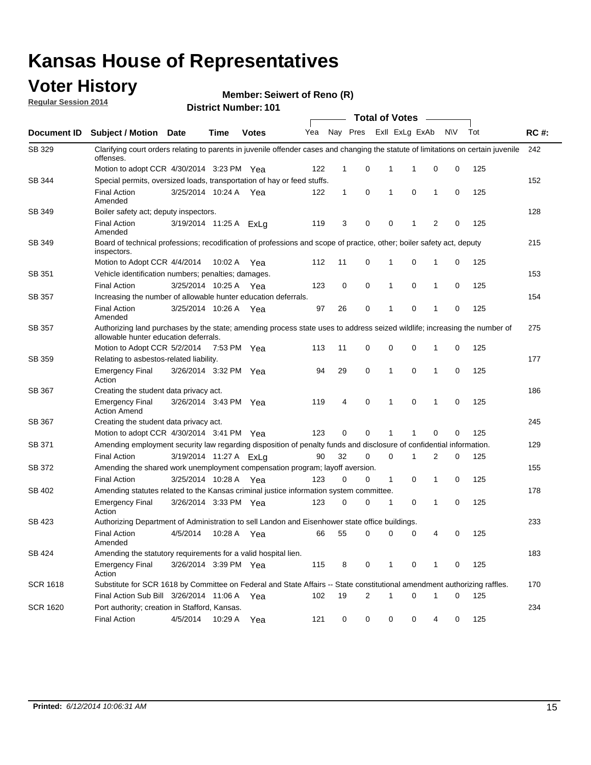# Kansas House of Representatives

## Voter History

**Regular Session 2014**

**Member: Seiwert of Reno (R)**

**District Number: 101**

| Document ID | Subject / Motion | Date | Time | Votes | Yea | Nay | Pres | ExII | ExLg | ExAb | N\V | Tot | RC #: |
|---|---|---|---|---|---|---|---|---|---|---|---|---|---|
| SB 329 | Clarifying court orders relating to parents in juvenile offender cases and changing the statute of limitations on certain juvenile offenses. | | | | | | | | | | | | 242 |
| | Motion to adopt CCR | 4/30/2014 | 3:23 PM | Yea | 122 | 1 | 0 | 1 | 1 | 0 | 0 | 125 | |
| SB 344 | Special permits, oversized loads, transportation of hay or feed stuffs. | | | | | | | | | | | | 152 |
| | Final Action Amended | 3/25/2014 | 10:24 A | Yea | 122 | 1 | 0 | 1 | 0 | 1 | 0 | 125 | |
| SB 349 | Boiler safety act; deputy inspectors. | | | | | | | | | | | | 128 |
| | Final Action Amended | 3/19/2014 | 11:25 A | ExLg | 119 | 3 | 0 | 0 | 1 | 2 | 0 | 125 | |
| SB 349 | Board of technical professions; recodification of professions and scope of practice, other; boiler safety act, deputy inspectors. | | | | | | | | | | | | 215 |
| | Motion to Adopt CCR | 4/4/2014 | 10:02 A | Yea | 112 | 11 | 0 | 1 | 0 | 1 | 0 | 125 | |
| SB 351 | Vehicle identification numbers; penalties; damages. | | | | | | | | | | | | 153 |
| | Final Action | 3/25/2014 | 10:25 A | Yea | 123 | 0 | 0 | 1 | 0 | 1 | 0 | 125 | |
| SB 357 | Increasing the number of allowable hunter education deferrals. | | | | | | | | | | | | 154 |
| | Final Action Amended | 3/25/2014 | 10:26 A | Yea | 97 | 26 | 0 | 1 | 0 | 1 | 0 | 125 | |
| SB 357 | Authorizing land purchases by the state; amending process state uses to address seized wildlife; increasing the number of allowable hunter education deferrals. | | | | | | | | | | | | 275 |
| | Motion to Adopt CCR | 5/2/2014 | 7:53 PM | Yea | 113 | 11 | 0 | 0 | 0 | 1 | 0 | 125 | |
| SB 359 | Relating to asbestos-related liability. | | | | | | | | | | | | 177 |
| | Emergency Final Action | 3/26/2014 | 3:32 PM | Yea | 94 | 29 | 0 | 1 | 0 | 1 | 0 | 125 | |
| SB 367 | Creating the student data privacy act. | | | | | | | | | | | | 186 |
| | Emergency Final Action Amend | 3/26/2014 | 3:43 PM | Yea | 119 | 4 | 0 | 1 | 0 | 1 | 0 | 125 | |
| SB 367 | Creating the student data privacy act. | | | | | | | | | | | | 245 |
| | Motion to adopt CCR | 4/30/2014 | 3:41 PM | Yea | 123 | 0 | 0 | 1 | 1 | 0 | 0 | 125 | |
| SB 371 | Amending employment security law regarding disposition of penalty funds and disclosure of confidential information. | | | | | | | | | | | | 129 |
| | Final Action | 3/19/2014 | 11:27 A | ExLg | 90 | 32 | 0 | 0 | 1 | 2 | 0 | 125 | |
| SB 372 | Amending the shared work unemployment compensation program; layoff aversion. | | | | | | | | | | | | 155 |
| | Final Action | 3/25/2014 | 10:28 A | Yea | 123 | 0 | 0 | 1 | 0 | 1 | 0 | 125 | |
| SB 402 | Amending statutes related to the Kansas criminal justice information system committee. | | | | | | | | | | | | 178 |
| | Emergency Final Action | 3/26/2014 | 3:33 PM | Yea | 123 | 0 | 0 | 1 | 0 | 1 | 0 | 125 | |
| SB 423 | Authorizing Department of Administration to sell Landon and Eisenhower state office buildings. | | | | | | | | | | | | 233 |
| | Final Action Amended | 4/5/2014 | 10:28 A | Yea | 66 | 55 | 0 | 0 | 0 | 4 | 0 | 125 | |
| SB 424 | Amending the statutory requirements for a valid hospital lien. | | | | | | | | | | | | 183 |
| | Emergency Final Action | 3/26/2014 | 3:39 PM | Yea | 115 | 8 | 0 | 1 | 0 | 1 | 0 | 125 | |
| SCR 1618 | Substitute for SCR 1618 by Committee on Federal and State Affairs -- State constitutional amendment authorizing raffles. | | | | | | | | | | | | 170 |
| | Final Action Sub Bill | 3/26/2014 | 11:06 A | Yea | 102 | 19 | 2 | 1 | 0 | 1 | 0 | 125 | |
| SCR 1620 | Port authority; creation in Stafford, Kansas. | | | | | | | | | | | | 234 |
| | Final Action | 4/5/2014 | 10:29 A | Yea | 121 | 0 | 0 | 0 | 0 | 4 | 0 | 125 | |

**Printed:** *6/12/2014 10:06:31 AM*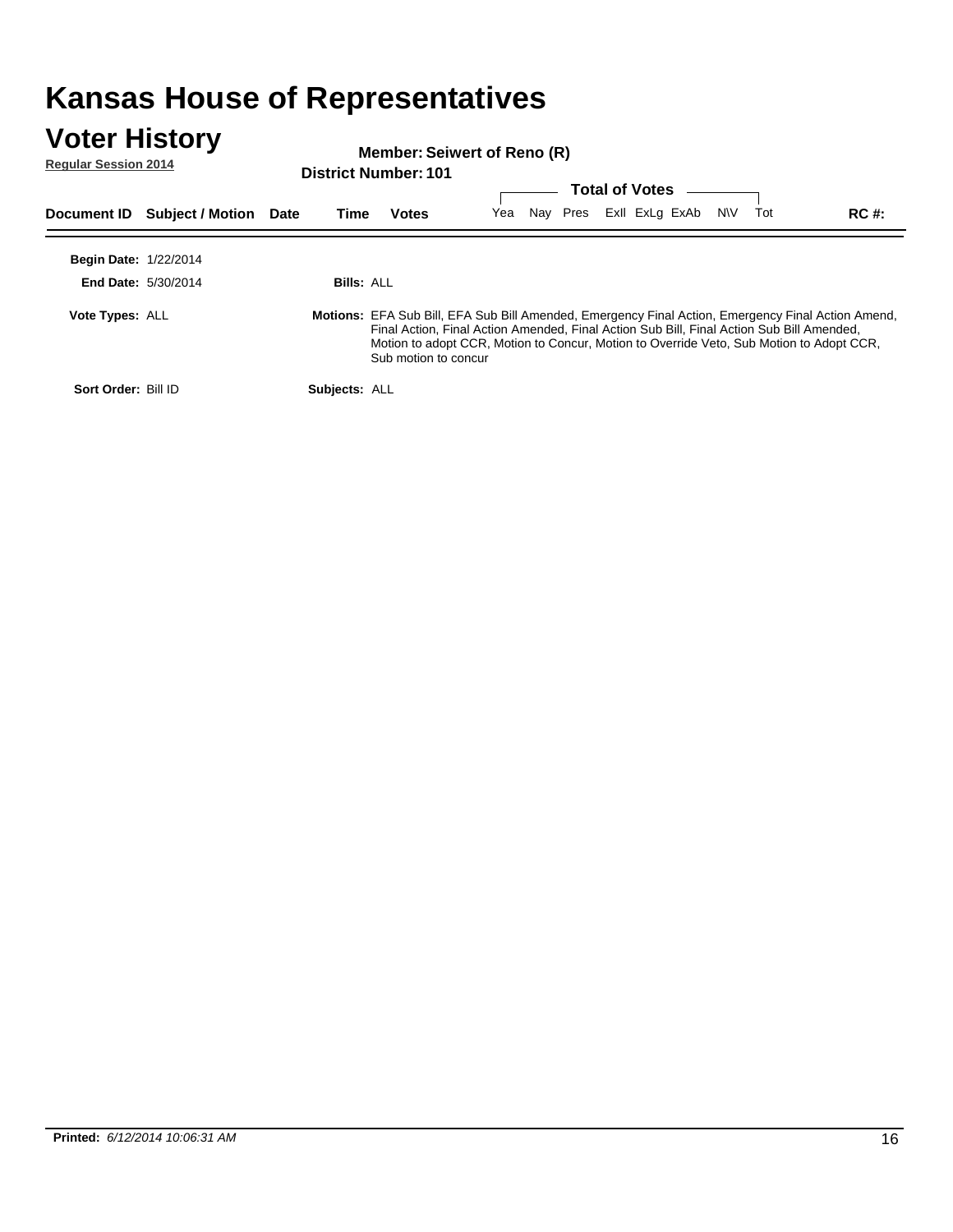# Kansas House of Representatives

## Voter History

**Regular Session 2014**

**Member:** Seiwert of Reno (R)

**District Number:** 101

| Document ID | Subject / Motion | Date | Time | Votes | Yea | Nay | Pres | ExII | ExLg | ExAb | N\V | Tot | RC #: |
|---|---|---|---|---|---|---|---|---|---|---|---|---|---|

**Begin Date:** 1/22/2014

**End Date:** 5/30/2014

**Bills:** ALL

**Vote Types:** ALL

**Motions:** EFA Sub Bill, EFA Sub Bill Amended, Emergency Final Action, Emergency Final Action Amend, Final Action, Final Action Amended, Final Action Sub Bill, Final Action Sub Bill Amended, Motion to adopt CCR, Motion to Concur, Motion to Override Veto, Sub Motion to Adopt CCR, Sub motion to concur

**Sort Order:** Bill ID

**Subjects:** ALL

**Printed:** *6/12/2014 10:06:31 AM*